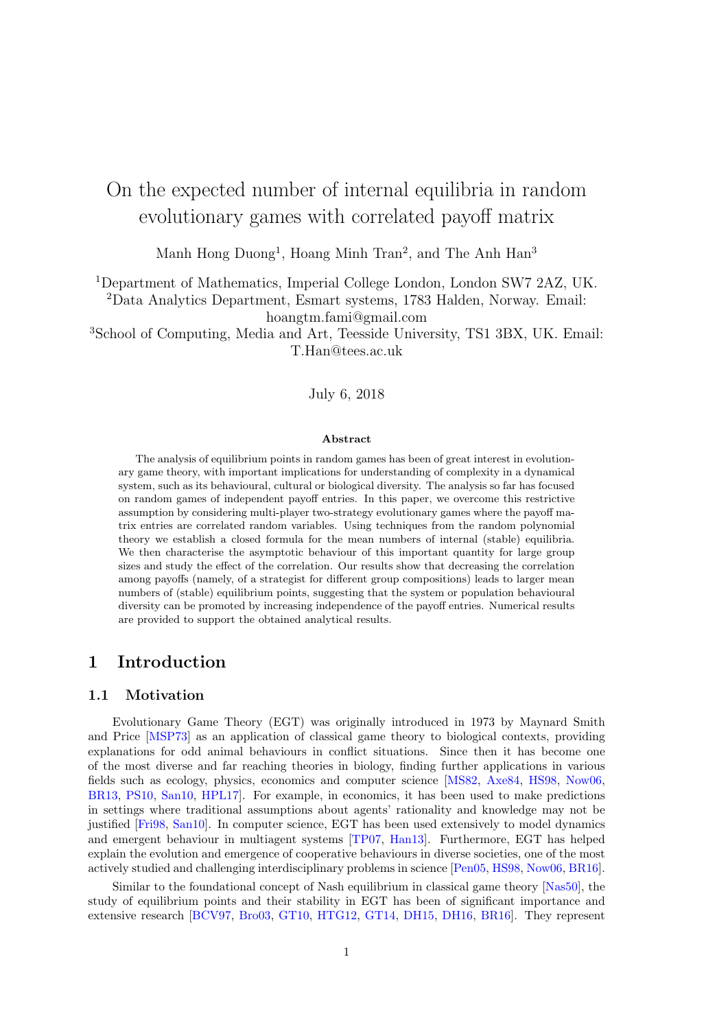# On the expected number of internal equilibria in random evolutionary games with correlated payoff matrix

Manh Hong Duong[1], Hoang Minh Tran[2], and The Anh Han[3]

[1]Department of Mathematics, Imperial College London, London SW7 2AZ, UK.

[2]Data Analytics Department, Esmart systems, 1783 Halden, Norway. Email: hoangtm.fami@gmail.com

[3]School of Computing, Media and Art, Teesside University, TS1 3BX, UK. Email: T.Han@tees.ac.uk

July 6, 2018

### Abstract

The analysis of equilibrium points in random games has been of great interest in evolutionary game theory, with important implications for understanding of complexity in a dynamical system, such as its behavioural, cultural or biological diversity. The analysis so far has focused on random games of independent payoff entries. In this paper, we overcome this restrictive assumption by considering multi-player two-strategy evolutionary games where the payoff matrix entries are correlated random variables. Using techniques from the random polynomial theory we establish a closed formula for the mean numbers of internal (stable) equilibria. We then characterise the asymptotic behaviour of this important quantity for large group sizes and study the effect of the correlation. Our results show that decreasing the correlation among payoffs (namely, of a strategist for different group compositions) leads to larger mean numbers of (stable) equilibrium points, suggesting that the system or population behavioural diversity can be promoted by increasing independence of the payoff entries. Numerical results are provided to support the obtained analytical results.

## 1 Introduction

### 1.1 Motivation

Evolutionary Game Theory (EGT) was originally introduced in 1973 by Maynard Smith and Price [MSP73] as an application of classical game theory to biological contexts, providing explanations for odd animal behaviours in conflict situations. Since then it has become one of the most diverse and far reaching theories in biology, finding further applications in various fields such as ecology, physics, economics and computer science [MS82, Axe84, HS98, Now06, BR13, PS10, San10, HPL17]. For example, in economics, it has been used to make predictions in settings where traditional assumptions about agents' rationality and knowledge may not be justified [Fri98, San10]. In computer science, EGT has been used extensively to model dynamics and emergent behaviour in multiagent systems [TP07, Han13]. Furthermore, EGT has helped explain the evolution and emergence of cooperative behaviours in diverse societies, one of the most actively studied and challenging interdisciplinary problems in science [Pen05, HS98, Now06, BR16].

Similar to the foundational concept of Nash equilibrium in classical game theory [Nas50], the study of equilibrium points and their stability in EGT has been of significant importance and extensive research [BCV97, Bro03, GT10, HTG12, GT14, DH15, DH16, BR16]. They represent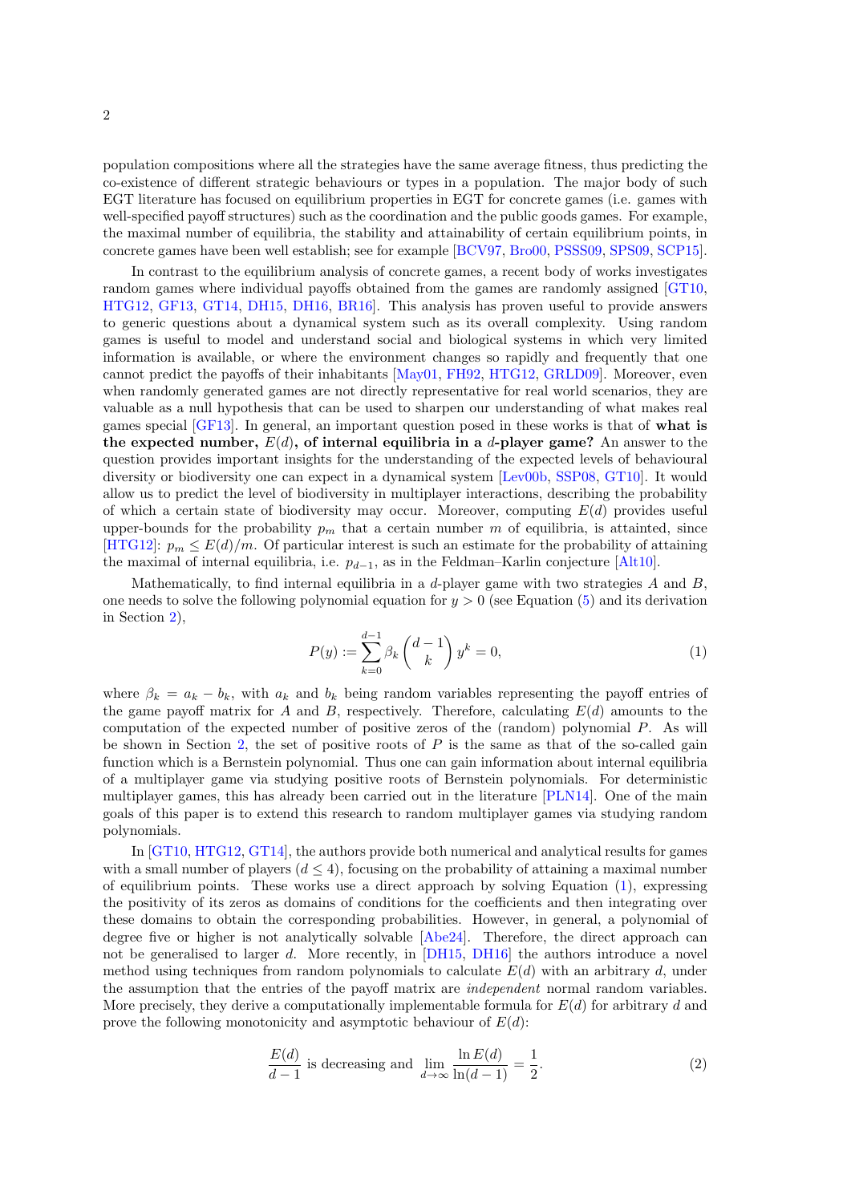population compositions where all the strategies have the same average fitness, thus predicting the co-existence of different strategic behaviours or types in a population. The major body of such EGT literature has focused on equilibrium properties in EGT for concrete games (i.e. games with well-specified payoff structures) such as the coordination and the public goods games. For example, the maximal number of equilibria, the stability and attainability of certain equilibrium points, in concrete games have been well establish; see for example [BCV97, Bro00, PSSS09, SPS09, SCP15].

In contrast to the equilibrium analysis of concrete games, a recent body of works investigates random games where individual payoffs obtained from the games are randomly assigned [GT10, HTG12, GF13, GT14, DH15, DH16, BR16]. This analysis has proven useful to provide answers to generic questions about a dynamical system such as its overall complexity. Using random games is useful to model and understand social and biological systems in which very limited information is available, or where the environment changes so rapidly and frequently that one cannot predict the payoffs of their inhabitants [May01, FH92, HTG12, GRLD09]. Moreover, even when randomly generated games are not directly representative for real world scenarios, they are valuable as a null hypothesis that can be used to sharpen our understanding of what makes real games special [GF13]. In general, an important question posed in these works is that of **what is the expected number, $E(d)$, of internal equilibria in a $d$-player game?** An answer to the question provides important insights for the understanding of the expected levels of behavioural diversity or biodiversity one can expect in a dynamical system [Lev00b, SSP08, GT10]. It would allow us to predict the level of biodiversity in multiplayer interactions, describing the probability of which a certain state of biodiversity may occur. Moreover, computing $E(d)$ provides useful upper-bounds for the probability $p_m$ that a certain number $m$ of equilibria, is attainted, since [HTG12]: $p_m \leq E(d)/m$. Of particular interest is such an estimate for the probability of attaining the maximal of internal equilibria, i.e. $p_{d-1}$, as in the Feldman–Karlin conjecture [Alt10].

Mathematically, to find internal equilibria in a $d$-player game with two strategies $A$ and $B$, one needs to solve the following polynomial equation for $y > 0$ (see Equation (5) and its derivation in Section 2),

$$P(y) := \sum_{k=0}^{d-1} \beta_k \binom{d-1}{k} y^k = 0, \tag{1}$$

where $\beta_k = a_k - b_k$, with $a_k$ and $b_k$ being random variables representing the payoff entries of the game payoff matrix for $A$ and $B$, respectively. Therefore, calculating $E(d)$ amounts to the computation of the expected number of positive zeros of the (random) polynomial $P$. As will be shown in Section 2, the set of positive roots of $P$ is the same as that of the so-called gain function which is a Bernstein polynomial. Thus one can gain information about internal equilibria of a multiplayer game via studying positive roots of Bernstein polynomials. For deterministic multiplayer games, this has already been carried out in the literature [PLN14]. One of the main goals of this paper is to extend this research to random multiplayer games via studying random polynomials.

In [GT10, HTG12, GT14], the authors provide both numerical and analytical results for games with a small number of players ($d \leq 4$), focusing on the probability of attaining a maximal number of equilibrium points. These works use a direct approach by solving Equation (1), expressing the positivity of its zeros as domains of conditions for the coefficients and then integrating over these domains to obtain the corresponding probabilities. However, in general, a polynomial of degree five or higher is not analytically solvable [Abe24]. Therefore, the direct approach can not be generalised to larger $d$. More recently, in [DH15, DH16] the authors introduce a novel method using techniques from random polynomials to calculate $E(d)$ with an arbitrary $d$, under the assumption that the entries of the payoff matrix are *independent* normal random variables. More precisely, they derive a computationally implementable formula for $E(d)$ for arbitrary $d$ and prove the following monotonicity and asymptotic behaviour of $E(d)$:

$$\frac{E(d)}{d-1} \text{ is decreasing and } \lim_{d\to\infty} \frac{\ln E(d)}{\ln(d-1)} = \frac{1}{2}. \tag{2}$$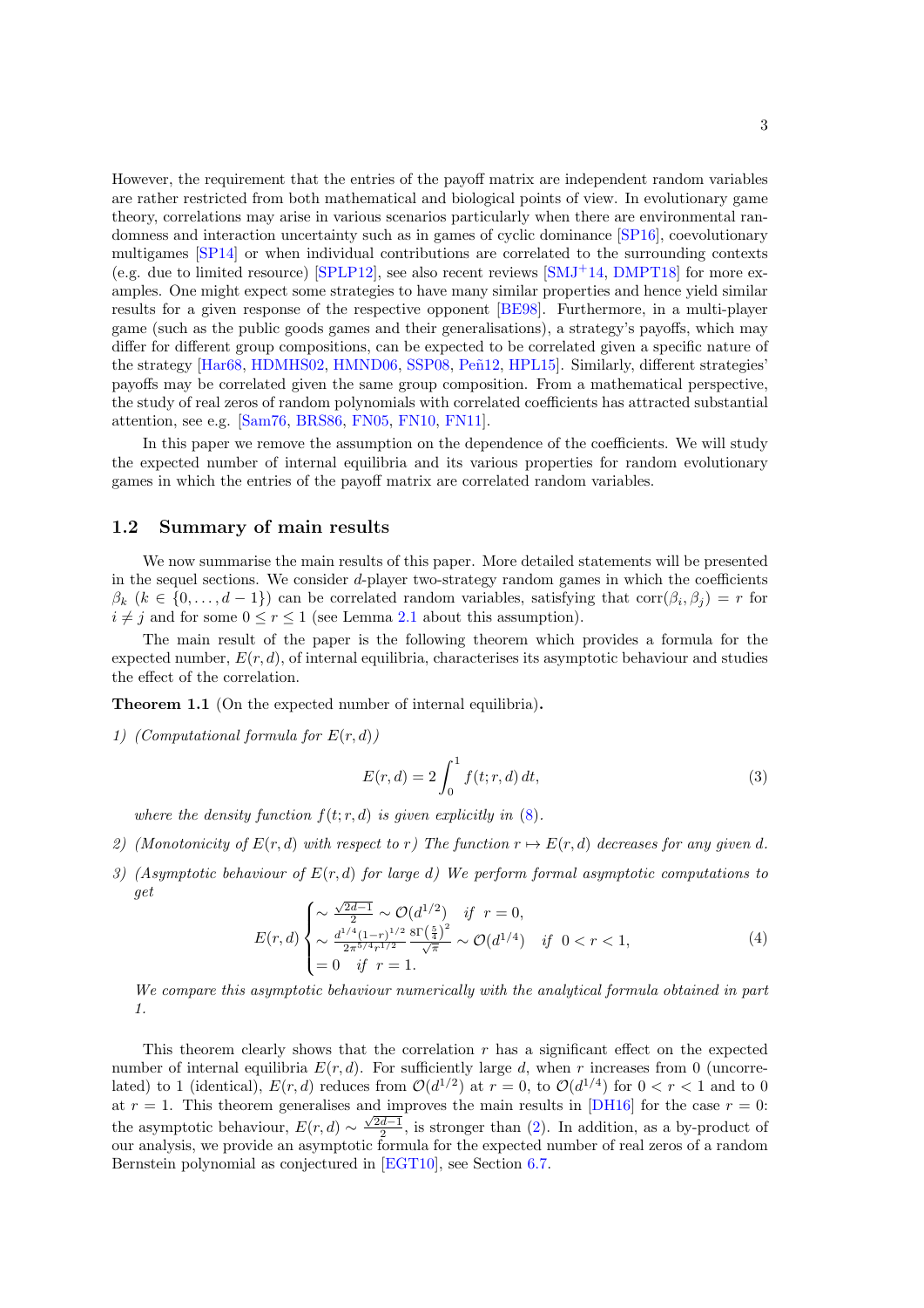However, the requirement that the entries of the payoff matrix are independent random variables are rather restricted from both mathematical and biological points of view. In evolutionary game theory, correlations may arise in various scenarios particularly when there are environmental randomness and interaction uncertainty such as in games of cyclic dominance [SP16], coevolutionary multigames [SP14] or when individual contributions are correlated to the surrounding contexts (e.g. due to limited resource) [SPLP12], see also recent reviews [SMJ+14, DMPT18] for more examples. One might expect some strategies to have many similar properties and hence yield similar results for a given response of the respective opponent [BE98]. Furthermore, in a multi-player game (such as the public goods games and their generalisations), a strategy's payoffs, which may differ for different group compositions, can be expected to be correlated given a specific nature of the strategy [Har68, HDMHS02, HMND06, SSP08, Peñ12, HPL15]. Similarly, different strategies' payoffs may be correlated given the same group composition. From a mathematical perspective, the study of real zeros of random polynomials with correlated coefficients has attracted substantial attention, see e.g. [Sam76, BRS86, FN05, FN10, FN11].

In this paper we remove the assumption on the dependence of the coefficients. We will study the expected number of internal equilibria and its various properties for random evolutionary games in which the entries of the payoff matrix are correlated random variables.

## 1.2 Summary of main results

We now summarise the main results of this paper. More detailed statements will be presented in the sequel sections. We consider $d$-player two-strategy random games in which the coefficients $\beta_k$ ($k \in \{0, \ldots, d-1\}$) can be correlated random variables, satisfying that $\mathrm{corr}(\beta_i, \beta_j) = r$ for $i \neq j$ and for some $0 \leq r \leq 1$ (see Lemma 2.1 about this assumption).

The main result of the paper is the following theorem which provides a formula for the expected number, $E(r,d)$, of internal equilibria, characterises its asymptotic behaviour and studies the effect of the correlation.

**Theorem 1.1** (On the expected number of internal equilibria)**.**

*1) (Computational formula for $E(r,d)$)*

$$E(r,d) = 2\int_0^1 f(t;r,d)\,dt, \tag{3}$$

*where the density function $f(t;r,d)$ is given explicitly in (8).*

*2) (Monotonicity of $E(r,d)$ with respect to $r$) The function $r \mapsto E(r,d)$ decreases for any given $d$.*

*3) (Asymptotic behaviour of $E(r,d)$ for large $d$) We perform formal asymptotic computations to get*

$$E(r,d) \begin{cases} \sim \frac{\sqrt{2d-1}}{2} \sim \mathcal{O}(d^{1/2}) \quad \textit{if} \;\; r = 0, \\ \sim \frac{d^{1/4}(1-r)^{1/2}}{2\pi^{5/4} r^{1/2}} \frac{8\Gamma\left(\frac{5}{4}\right)^2}{\sqrt{\pi}} \sim \mathcal{O}(d^{1/4}) \quad \textit{if} \;\; 0 < r < 1, \\ = 0 \quad \textit{if} \;\; r = 1. \end{cases} \tag{4}$$

*We compare this asymptotic behaviour numerically with the analytical formula obtained in part 1.*

This theorem clearly shows that the correlation $r$ has a significant effect on the expected number of internal equilibria $E(r,d)$. For sufficiently large $d$, when $r$ increases from 0 (uncorrelated) to 1 (identical), $E(r,d)$ reduces from $\mathcal{O}(d^{1/2})$ at $r = 0$, to $\mathcal{O}(d^{1/4})$ for $0 < r < 1$ and to 0 at $r = 1$. This theorem generalises and improves the main results in [DH16] for the case $r = 0$: the asymptotic behaviour, $E(r,d) \sim \frac{\sqrt{2d-1}}{2}$, is stronger than (2). In addition, as a by-product of our analysis, we provide an asymptotic formula for the expected number of real zeros of a random Bernstein polynomial as conjectured in [EGT10], see Section 6.7.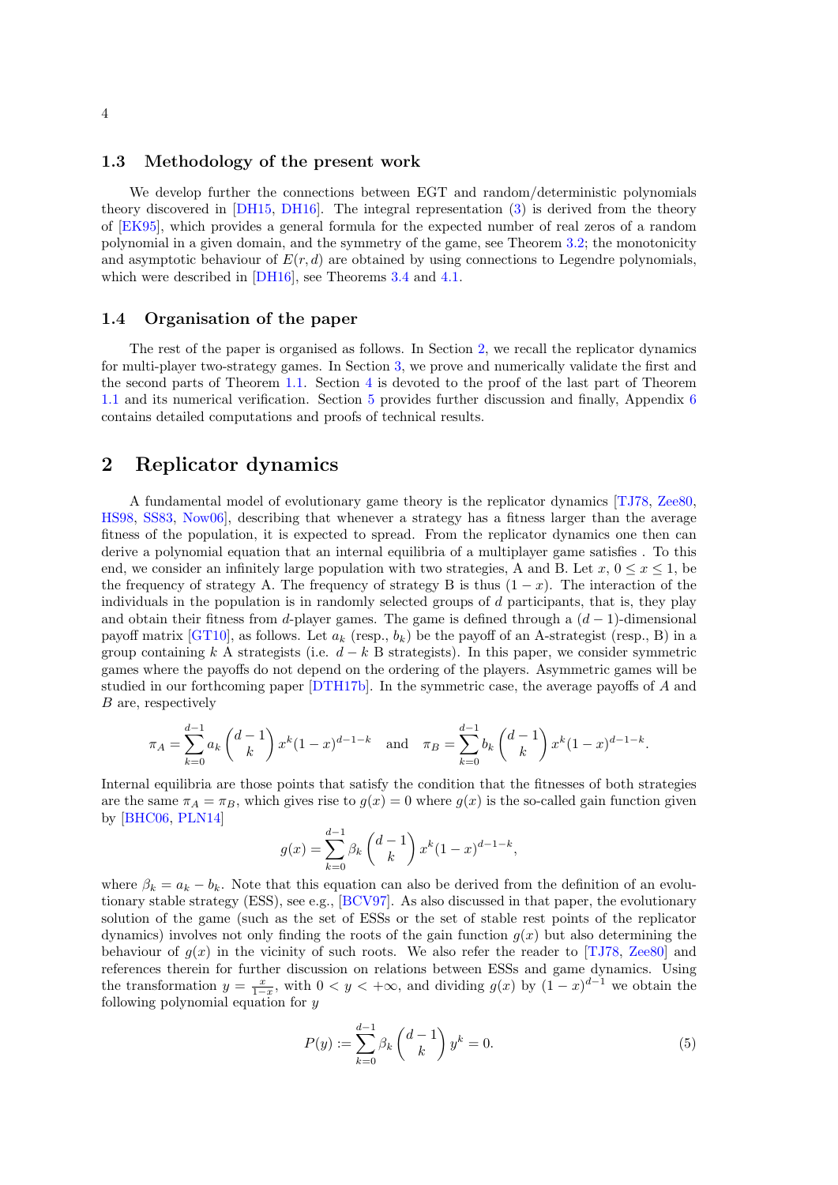### 1.3 Methodology of the present work

We develop further the connections between EGT and random/deterministic polynomials theory discovered in [DH15, DH16]. The integral representation (3) is derived from the theory of [EK95], which provides a general formula for the expected number of real zeros of a random polynomial in a given domain, and the symmetry of the game, see Theorem 3.2; the monotonicity and asymptotic behaviour of $E(r, d)$ are obtained by using connections to Legendre polynomials, which were described in [DH16], see Theorems 3.4 and 4.1.

### 1.4 Organisation of the paper

The rest of the paper is organised as follows. In Section 2, we recall the replicator dynamics for multi-player two-strategy games. In Section 3, we prove and numerically validate the first and the second parts of Theorem 1.1. Section 4 is devoted to the proof of the last part of Theorem 1.1 and its numerical verification. Section 5 provides further discussion and finally, Appendix 6 contains detailed computations and proofs of technical results.

## 2 Replicator dynamics

A fundamental model of evolutionary game theory is the replicator dynamics [TJ78, Zee80, HS98, SS83, Now06], describing that whenever a strategy has a fitness larger than the average fitness of the population, it is expected to spread. From the replicator dynamics one then can derive a polynomial equation that an internal equilibria of a multiplayer game satisfies . To this end, we consider an infinitely large population with two strategies, A and B. Let $x$, $0 \leq x \leq 1$, be the frequency of strategy A. The frequency of strategy B is thus $(1 - x)$. The interaction of the individuals in the population is in randomly selected groups of $d$ participants, that is, they play and obtain their fitness from $d$-player games. The game is defined through a $(d - 1)$-dimensional payoff matrix [GT10], as follows. Let $a_k$ (resp., $b_k$) be the payoff of an A-strategist (resp., B) in a group containing $k$ A strategists (i.e. $d - k$ B strategists). In this paper, we consider symmetric games where the payoffs do not depend on the ordering of the players. Asymmetric games will be studied in our forthcoming paper [DTH17b]. In the symmetric case, the average payoffs of $A$ and $B$ are, respectively

$$\pi_A = \sum_{k=0}^{d-1} a_k \binom{d-1}{k} x^k (1-x)^{d-1-k} \quad \text{and} \quad \pi_B = \sum_{k=0}^{d-1} b_k \binom{d-1}{k} x^k (1-x)^{d-1-k}.$$

Internal equilibria are those points that satisfy the condition that the fitnesses of both strategies are the same $\pi_A = \pi_B$, which gives rise to $g(x) = 0$ where $g(x)$ is the so-called gain function given by [BHC06, PLN14]

$$g(x) = \sum_{k=0}^{d-1} \beta_k \binom{d-1}{k} x^k (1-x)^{d-1-k},$$

where $\beta_k = a_k - b_k$. Note that this equation can also be derived from the definition of an evolutionary stable strategy (ESS), see e.g., [BCV97]. As also discussed in that paper, the evolutionary solution of the game (such as the set of ESSs or the set of stable rest points of the replicator dynamics) involves not only finding the roots of the gain function $g(x)$ but also determining the behaviour of $g(x)$ in the vicinity of such roots. We also refer the reader to [TJ78, Zee80] and references therein for further discussion on relations between ESSs and game dynamics. Using the transformation $y = \frac{x}{1-x}$, with $0 < y < +\infty$, and dividing $g(x)$ by $(1 - x)^{d-1}$ we obtain the following polynomial equation for $y$

$$P(y) := \sum_{k=0}^{d-1} \beta_k \binom{d-1}{k} y^k = 0. \tag{5}$$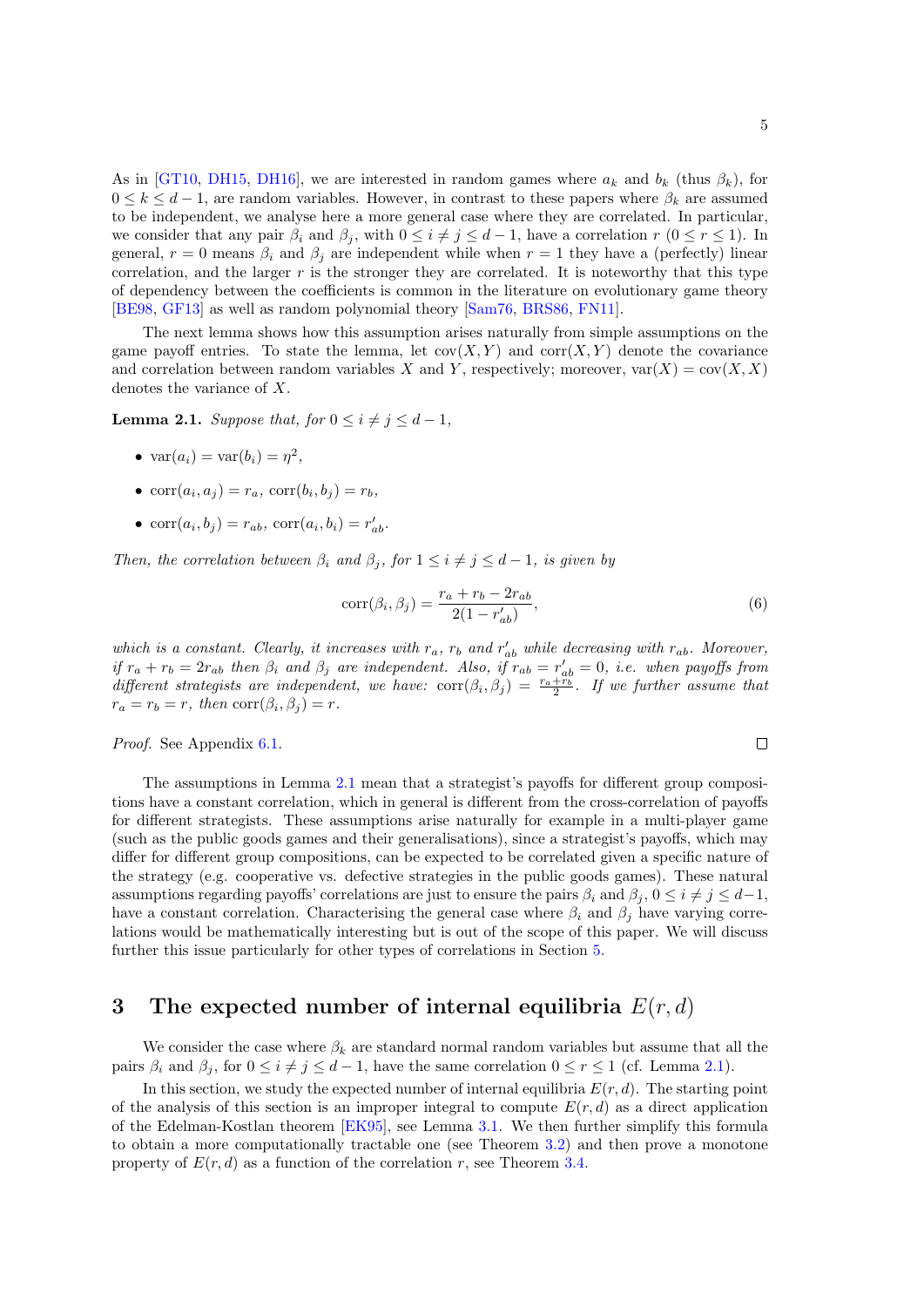As in [GT10, DH15, DH16], we are interested in random games where $a_k$ and $b_k$ (thus $\beta_k$), for $0 \le k \le d-1$, are random variables. However, in contrast to these papers where $\beta_k$ are assumed to be independent, we analyse here a more general case where they are correlated. In particular, we consider that any pair $\beta_i$ and $\beta_j$, with $0 \le i \ne j \le d-1$, have a correlation $r$ ($0 \le r \le 1$). In general, $r = 0$ means $\beta_i$ and $\beta_j$ are independent while when $r = 1$ they have a (perfectly) linear correlation, and the larger $r$ is the stronger they are correlated. It is noteworthy that this type of dependency between the coefficients is common in the literature on evolutionary game theory [BE98, GF13] as well as random polynomial theory [Sam76, BRS86, FN11].

The next lemma shows how this assumption arises naturally from simple assumptions on the game payoff entries. To state the lemma, let $\mathrm{cov}(X, Y)$ and $\mathrm{corr}(X, Y)$ denote the covariance and correlation between random variables $X$ and $Y$, respectively; moreover, $\mathrm{var}(X) = \mathrm{cov}(X, X)$ denotes the variance of $X$.

**Lemma 2.1.** *Suppose that, for $0 \le i \ne j \le d-1$,*

- $\mathrm{var}(a_i) = \mathrm{var}(b_i) = \eta^2$,
- $\mathrm{corr}(a_i, a_j) = r_a$, $\mathrm{corr}(b_i, b_j) = r_b$,
- $\mathrm{corr}(a_i, b_j) = r_{ab}$, $\mathrm{corr}(a_i, b_i) = r'_{ab}$.

*Then, the correlation between $\beta_i$ and $\beta_j$, for $1 \le i \ne j \le d-1$, is given by*

$$\mathrm{corr}(\beta_i, \beta_j) = \frac{r_a + r_b - 2r_{ab}}{2(1 - r'_{ab})}, \tag{6}$$

*which is a constant. Clearly, it increases with $r_a$, $r_b$ and $r'_{ab}$ while decreasing with $r_{ab}$. Moreover, if $r_a + r_b = 2r_{ab}$ then $\beta_i$ and $\beta_j$ are independent. Also, if $r_{ab} = r'_{ab} = 0$, i.e. when payoffs from different strategists are independent, we have: $\mathrm{corr}(\beta_i, \beta_j) = \frac{r_a + r_b}{2}$. If we further assume that $r_a = r_b = r$, then $\mathrm{corr}(\beta_i, \beta_j) = r$.*

*Proof.* See Appendix 6.1. ∎

The assumptions in Lemma 2.1 mean that a strategist's payoffs for different group compositions have a constant correlation, which in general is different from the cross-correlation of payoffs for different strategists. These assumptions arise naturally for example in a multi-player game (such as the public goods games and their generalisations), since a strategist's payoffs, which may differ for different group compositions, can be expected to be correlated given a specific nature of the strategy (e.g. cooperative vs. defective strategies in the public goods games). These natural assumptions regarding payoffs' correlations are just to ensure the pairs $\beta_i$ and $\beta_j$, $0 \le i \ne j \le d-1$, have a constant correlation. Characterising the general case where $\beta_i$ and $\beta_j$ have varying correlations would be mathematically interesting but is out of the scope of this paper. We will discuss further this issue particularly for other types of correlations in Section 5.

# 3 The expected number of internal equilibria $E(r, d)$

We consider the case where $\beta_k$ are standard normal random variables but assume that all the pairs $\beta_i$ and $\beta_j$, for $0 \le i \ne j \le d-1$, have the same correlation $0 \le r \le 1$ (cf. Lemma 2.1).

In this section, we study the expected number of internal equilibria $E(r, d)$. The starting point of the analysis of this section is an improper integral to compute $E(r, d)$ as a direct application of the Edelman-Kostlan theorem [EK95], see Lemma 3.1. We then further simplify this formula to obtain a more computationally tractable one (see Theorem 3.2) and then prove a monotone property of $E(r, d)$ as a function of the correlation $r$, see Theorem 3.4.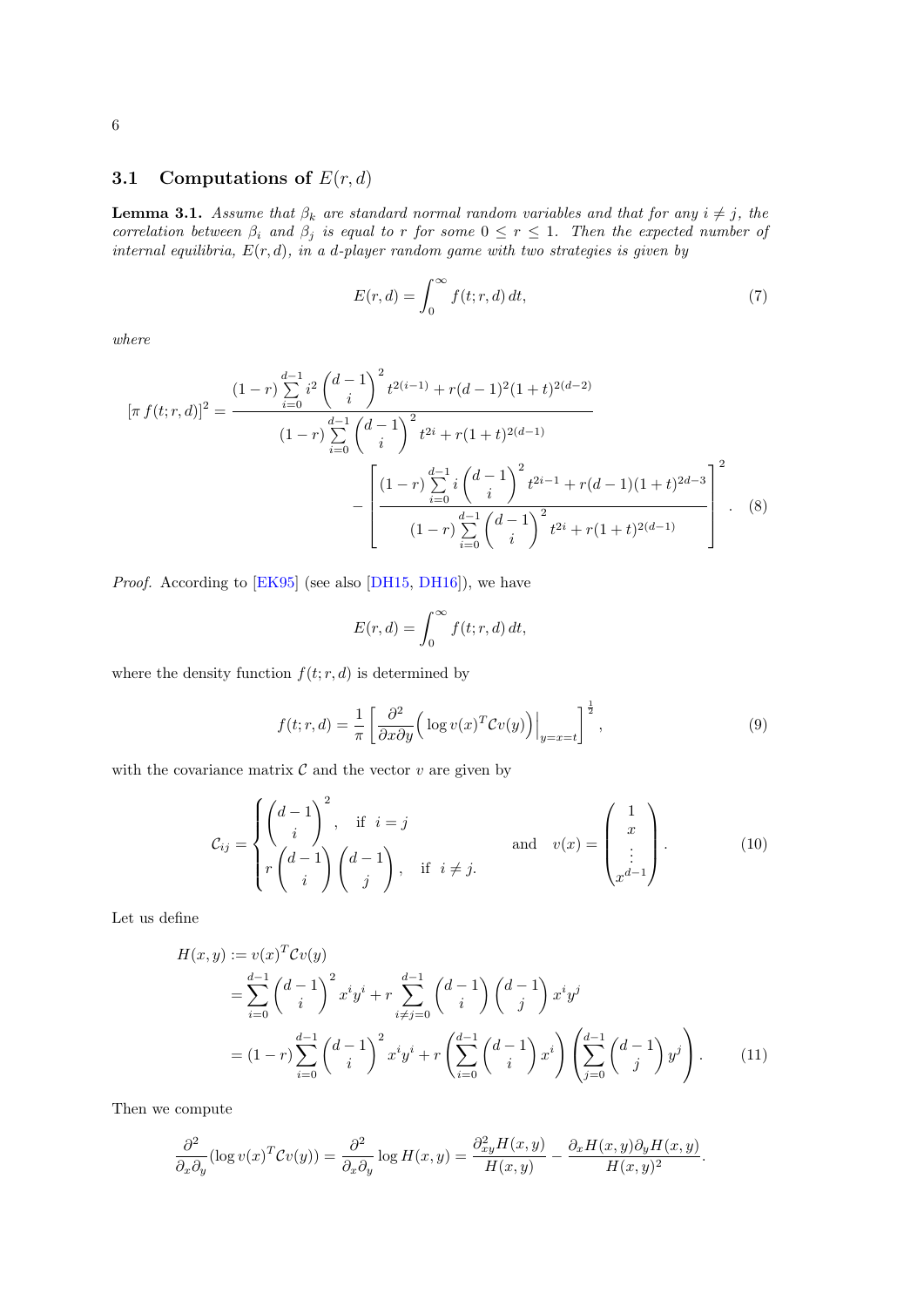### 3.1 Computations of $E(r, d)$

**Lemma 3.1.** *Assume that $\beta_k$ are standard normal random variables and that for any $i \neq j$, the correlation between $\beta_i$ and $\beta_j$ is equal to $r$ for some $0 \leq r \leq 1$. Then the expected number of internal equilibria, $E(r, d)$, in a $d$-player random game with two strategies is given by*

$$E(r, d) = \int_0^\infty f(t; r, d)\, dt, \tag{7}$$

*where*

$$[\pi\, f(t; r, d)]^2 = \frac{(1-r)\sum\limits_{i=0}^{d-1} i^2 \binom{d-1}{i}^2 t^{2(i-1)} + r(d-1)^2(1+t)^{2(d-2)}}{(1-r)\sum\limits_{i=0}^{d-1} \binom{d-1}{i}^2 t^{2i} + r(1+t)^{2(d-1)}} - \left[\frac{(1-r)\sum\limits_{i=0}^{d-1} i\binom{d-1}{i}^2 t^{2i-1} + r(d-1)(1+t)^{2d-3}}{(1-r)\sum\limits_{i=0}^{d-1} \binom{d-1}{i}^2 t^{2i} + r(1+t)^{2(d-1)}}\right]^2. \tag{8}$$

*Proof.* According to [EK95] (see also [DH15, DH16]), we have

$$E(r, d) = \int_0^\infty f(t; r, d)\, dt,$$

where the density function $f(t; r, d)$ is determined by

$$f(t; r, d) = \frac{1}{\pi}\left[\frac{\partial^2}{\partial x \partial y}\Big(\log v(x)^T \mathcal{C} v(y)\Big)\Big|_{y=x=t}\right]^{\frac{1}{2}}, \tag{9}$$

with the covariance matrix $\mathcal{C}$ and the vector $v$ are given by

$$\mathcal{C}_{ij} = \begin{cases} \binom{d-1}{i}^2, & \text{if } \ i = j \\ r\binom{d-1}{i}\binom{d-1}{j}, & \text{if } \ i \neq j. \end{cases} \quad \text{and} \quad v(x) = \begin{pmatrix} 1 \\ x \\ \vdots \\ x^{d-1} \end{pmatrix}. \tag{10}$$

Let us define

$$\begin{aligned} H(x, y) &:= v(x)^T \mathcal{C} v(y) \\ &= \sum_{i=0}^{d-1} \binom{d-1}{i}^2 x^i y^i + r \sum_{i \neq j = 0}^{d-1} \binom{d-1}{i}\binom{d-1}{j} x^i y^j \\ &= (1-r)\sum_{i=0}^{d-1} \binom{d-1}{i}^2 x^i y^i + r\left(\sum_{i=0}^{d-1} \binom{d-1}{i} x^i\right)\left(\sum_{j=0}^{d-1} \binom{d-1}{j} y^j\right). \end{aligned} \tag{11}$$

Then we compute

$$\frac{\partial^2}{\partial_x \partial_y}(\log v(x)^T \mathcal{C} v(y)) = \frac{\partial^2}{\partial_x \partial_y} \log H(x, y) = \frac{\partial^2_{xy} H(x, y)}{H(x, y)} - \frac{\partial_x H(x, y) \partial_y H(x, y)}{H(x, y)^2}.$$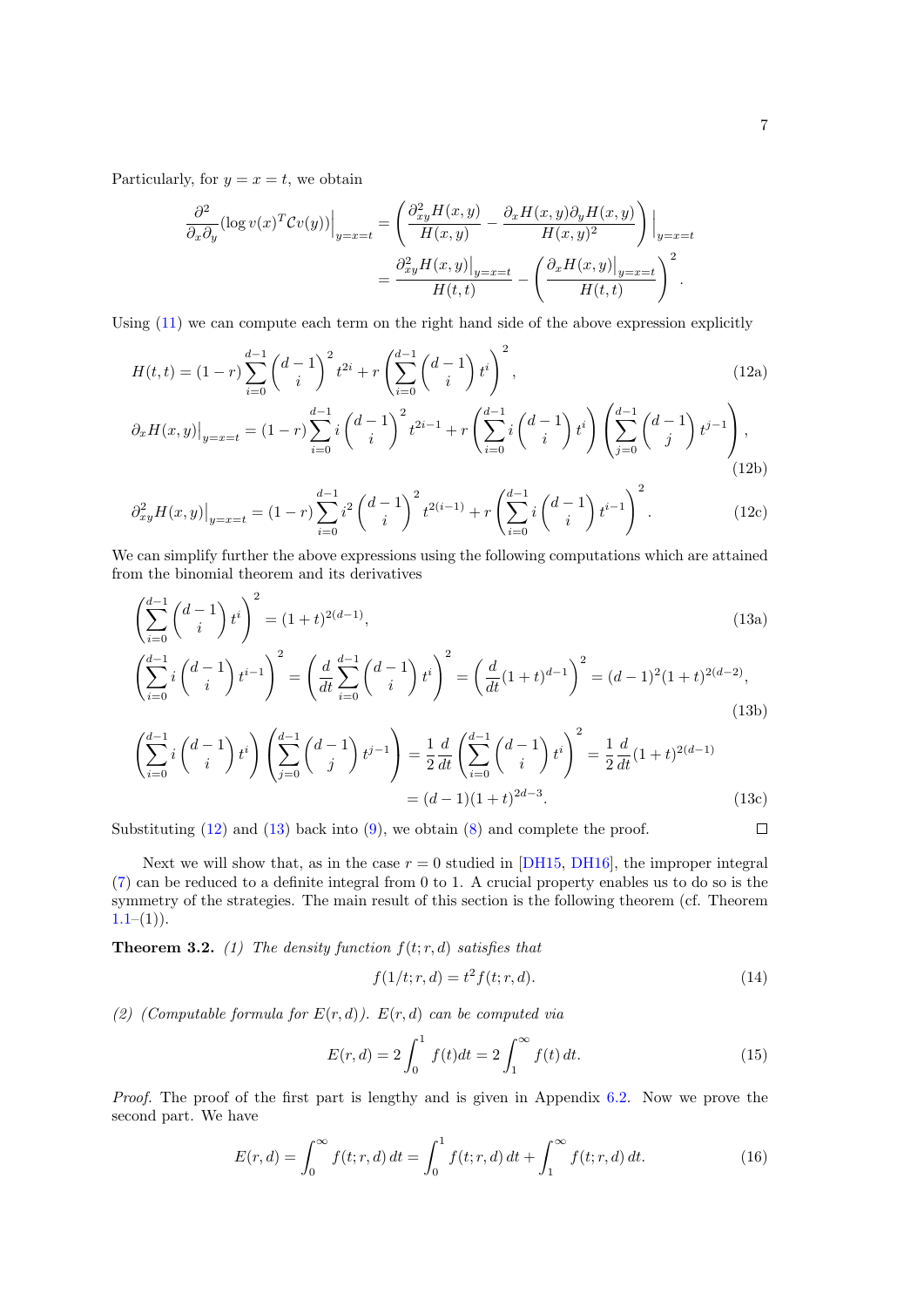Particularly, for $y = x = t$, we obtain

$$\frac{\partial^2}{\partial_x \partial_y}(\log v(x)^T \mathcal{C} v(y))\Big|_{y=x=t} = \left(\frac{\partial^2_{xy} H(x,y)}{H(x,y)} - \frac{\partial_x H(x,y) \partial_y H(x,y)}{H(x,y)^2}\right)\Big|_{y=x=t}$$
$$= \frac{\partial^2_{xy} H(x,y)\big|_{y=x=t}}{H(t,t)} - \left(\frac{\partial_x H(x,y)\big|_{y=x=t}}{H(t,t)}\right)^2.$$

Using (11) we can compute each term on the right hand side of the above expression explicitly

$$H(t,t) = (1-r)\sum_{i=0}^{d-1}\binom{d-1}{i}^2 t^{2i} + r\left(\sum_{i=0}^{d-1}\binom{d-1}{i} t^i\right)^2, \tag{12a}$$

$$\partial_x H(x,y)\big|_{y=x=t} = (1-r)\sum_{i=0}^{d-1} i\binom{d-1}{i}^2 t^{2i-1} + r\left(\sum_{i=0}^{d-1} i\binom{d-1}{i} t^i\right)\left(\sum_{j=0}^{d-1}\binom{d-1}{j} t^{j-1}\right), \tag{12b}$$

$$\partial^2_{xy} H(x,y)\big|_{y=x=t} = (1-r)\sum_{i=0}^{d-1} i^2\binom{d-1}{i}^2 t^{2(i-1)} + r\left(\sum_{i=0}^{d-1} i\binom{d-1}{i} t^{i-1}\right)^2. \tag{12c}$$

We can simplify further the above expressions using the following computations which are attained from the binomial theorem and its derivatives

$$\left(\sum_{i=0}^{d-1}\binom{d-1}{i} t^i\right)^2 = (1+t)^{2(d-1)}, \tag{13a}$$

$$\left(\sum_{i=0}^{d-1} i\binom{d-1}{i} t^{i-1}\right)^2 = \left(\frac{d}{dt}\sum_{i=0}^{d-1}\binom{d-1}{i} t^i\right)^2 = \left(\frac{d}{dt}(1+t)^{d-1}\right)^2 = (d-1)^2(1+t)^{2(d-2)}, \tag{13b}$$

$$\left(\sum_{i=0}^{d-1} i\binom{d-1}{i} t^i\right)\left(\sum_{j=0}^{d-1}\binom{d-1}{j} t^{j-1}\right) = \frac{1}{2}\frac{d}{dt}\left(\sum_{i=0}^{d-1}\binom{d-1}{i} t^i\right)^2 = \frac{1}{2}\frac{d}{dt}(1+t)^{2(d-1)}$$
$$= (d-1)(1+t)^{2d-3}. \tag{13c}$$

Substituting (12) and (13) back into (9), we obtain (8) and complete the proof. ∎

Next we will show that, as in the case $r = 0$ studied in [DH15, DH16], the improper integral (7) can be reduced to a definite integral from 0 to 1. A crucial property enables us to do so is the symmetry of the strategies. The main result of this section is the following theorem (cf. Theorem 1.1–(1)).

**Theorem 3.2.** *(1) The density function $f(t;r,d)$ satisfies that*

$$f(1/t;r,d) = t^2 f(t;r,d). \tag{14}$$

*(2) (Computable formula for $E(r,d)$). $E(r,d)$ can be computed via*

$$E(r,d) = 2\int_0^1 f(t)dt = 2\int_1^\infty f(t)\,dt. \tag{15}$$

*Proof.* The proof of the first part is lengthy and is given in Appendix 6.2. Now we prove the second part. We have

$$E(r,d) = \int_0^\infty f(t;r,d)\,dt = \int_0^1 f(t;r,d)\,dt + \int_1^\infty f(t;r,d)\,dt. \tag{16}$$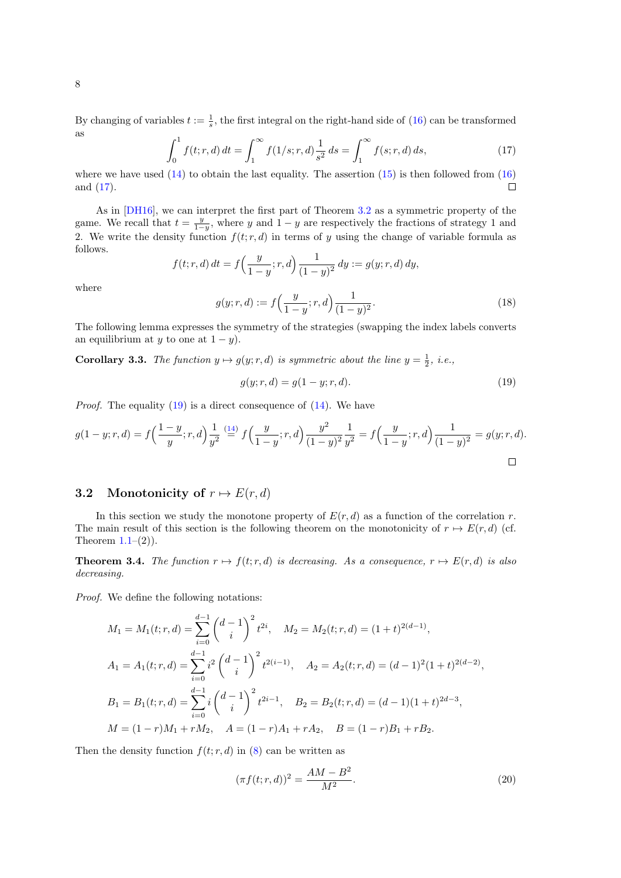By changing of variables $t := \frac{1}{s}$, the first integral on the right-hand side of (16) can be transformed as

$$\int_0^1 f(t;r,d)\,dt = \int_1^\infty f(1/s;r,d)\frac{1}{s^2}\,ds = \int_1^\infty f(s;r,d)\,ds, \tag{17}$$

where we have used (14) to obtain the last equality. The assertion (15) is then followed from (16) and (17). $\square$

As in [DH16], we can interpret the first part of Theorem 3.2 as a symmetric property of the game. We recall that $t = \frac{y}{1-y}$, where $y$ and $1-y$ are respectively the fractions of strategy 1 and 2. We write the density function $f(t;r,d)$ in terms of $y$ using the change of variable formula as follows.

$$f(t;r,d)\,dt = f\Big(\frac{y}{1-y};r,d\Big)\frac{1}{(1-y)^2}\,dy := g(y;r,d)\,dy,$$

where

$$g(y;r,d) := f\Big(\frac{y}{1-y};r,d\Big)\frac{1}{(1-y)^2}. \tag{18}$$

The following lemma expresses the symmetry of the strategies (swapping the index labels converts an equilibrium at $y$ to one at $1-y$).

**Corollary 3.3.** *The function $y \mapsto g(y;r,d)$ is symmetric about the line $y = \frac{1}{2}$, i.e.,*

$$g(y;r,d) = g(1-y;r,d). \tag{19}$$

*Proof.* The equality (19) is a direct consequence of (14). We have

$$g(1-y;r,d) = f\Big(\frac{1-y}{y};r,d\Big)\frac{1}{y^2} \overset{(14)}{=} f\Big(\frac{y}{1-y};r,d\Big)\frac{y^2}{(1-y)^2}\frac{1}{y^2} = f\Big(\frac{y}{1-y};r,d\Big)\frac{1}{(1-y)^2} = g(y;r,d).$$

$\square$

## 3.2 Monotonicity of $r \mapsto E(r,d)$

In this section we study the monotone property of $E(r,d)$ as a function of the correlation $r$. The main result of this section is the following theorem on the monotonicity of $r \mapsto E(r,d)$ (cf. Theorem 1.1–(2)).

**Theorem 3.4.** *The function $r \mapsto f(t;r,d)$ is decreasing. As a consequence, $r \mapsto E(r,d)$ is also decreasing.*

*Proof.* We define the following notations:

$$M_1 = M_1(t;r,d) = \sum_{i=0}^{d-1}\binom{d-1}{i}^2 t^{2i}, \quad M_2 = M_2(t;r,d) = (1+t)^{2(d-1)},$$

$$A_1 = A_1(t;r,d) = \sum_{i=0}^{d-1} i^2\binom{d-1}{i}^2 t^{2(i-1)}, \quad A_2 = A_2(t;r,d) = (d-1)^2(1+t)^{2(d-2)},$$

$$B_1 = B_1(t;r,d) = \sum_{i=0}^{d-1} i\binom{d-1}{i}^2 t^{2i-1}, \quad B_2 = B_2(t;r,d) = (d-1)(1+t)^{2d-3},$$

$$M = (1-r)M_1 + rM_2, \quad A = (1-r)A_1 + rA_2, \quad B = (1-r)B_1 + rB_2.$$

Then the density function $f(t;r,d)$ in (8) can be written as

$$(\pi f(t;r,d))^2 = \frac{AM - B^2}{M^2}. \tag{20}$$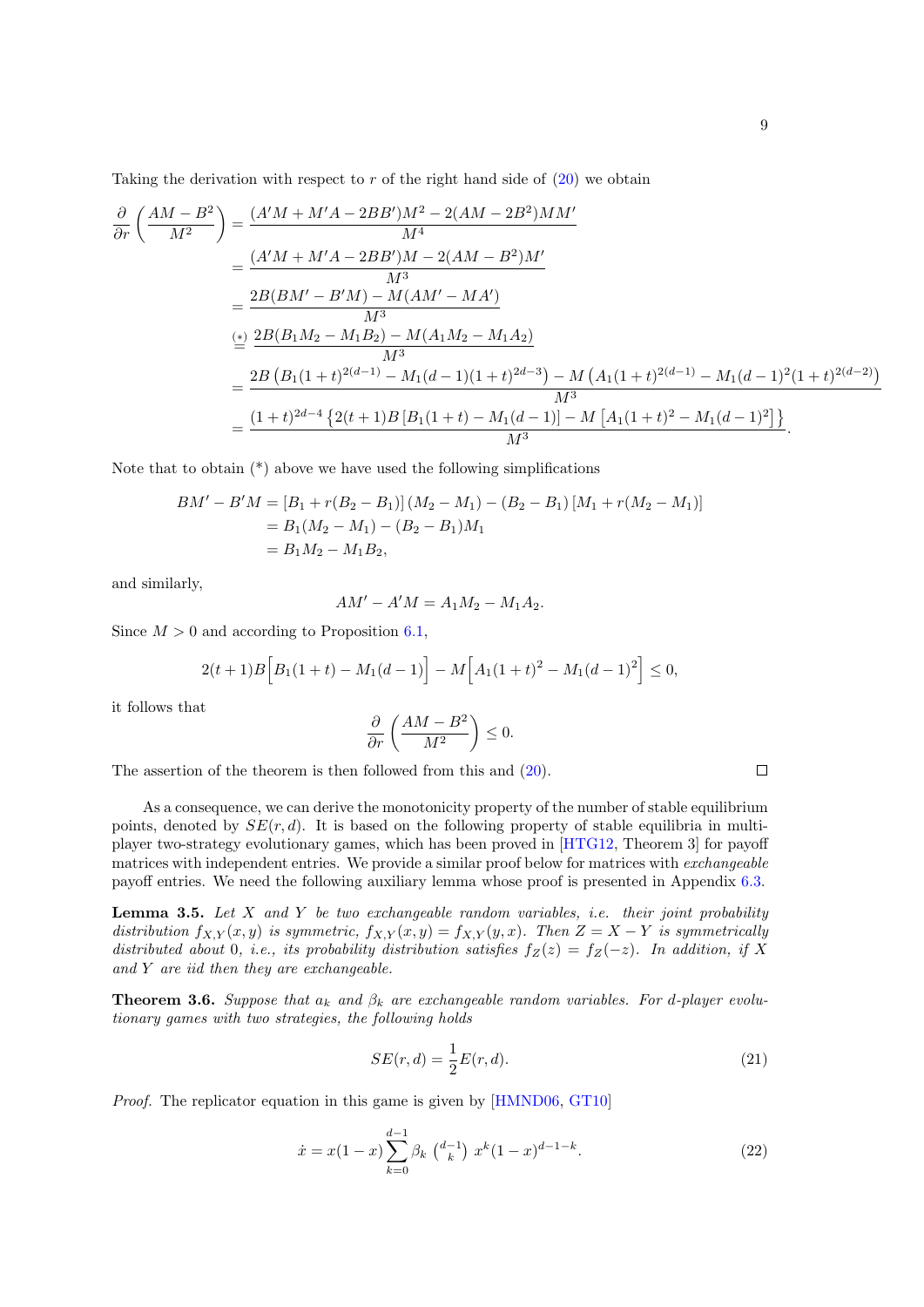Taking the derivation with respect to $r$ of the right hand side of (20) we obtain

$$
\begin{aligned}
\frac{\partial}{\partial r}\left(\frac{AM-B^2}{M^2}\right) &= \frac{(A'M+M'A-2BB')M^2-2(AM-2B^2)MM'}{M^4}\\
&= \frac{(A'M+M'A-2BB')M-2(AM-B^2)M'}{M^3}\\
&= \frac{2B(BM'-B'M)-M(AM'-MA')}{M^3}\\
&\overset{(*)}{=} \frac{2B(B_1M_2-M_1B_2)-M(A_1M_2-M_1A_2)}{M^3}\\
&= \frac{2B\left(B_1(1+t)^{2(d-1)}-M_1(d-1)(1+t)^{2d-3}\right)-M\left(A_1(1+t)^{2(d-1)}-M_1(d-1)^2(1+t)^{2(d-2)}\right)}{M^3}\\
&= \frac{(1+t)^{2d-4}\left\{2(t+1)B\left[B_1(1+t)-M_1(d-1)\right]-M\left[A_1(1+t)^2-M_1(d-1)^2\right]\right\}}{M^3}.
\end{aligned}
$$

Note that to obtain (\*) above we have used the following simplifications

$$
\begin{aligned}
BM'-B'M &= \left[B_1+r(B_2-B_1)\right](M_2-M_1)-(B_2-B_1)\left[M_1+r(M_2-M_1)\right]\\
&= B_1(M_2-M_1)-(B_2-B_1)M_1\\
&= B_1M_2-M_1B_2,
\end{aligned}
$$

and similarly,

$$
AM'-A'M = A_1M_2-M_1A_2.
$$

Since $M>0$ and according to Proposition 6.1,

$$
2(t+1)B\Big[B_1(1+t)-M_1(d-1)\Big]-M\Big[A_1(1+t)^2-M_1(d-1)^2\Big]\le 0,
$$

it follows that

$$
\frac{\partial}{\partial r}\left(\frac{AM-B^2}{M^2}\right)\le 0.
$$

The assertion of the theorem is then followed from this and (20). □

As a consequence, we can derive the monotonicity property of the number of stable equilibrium points, denoted by $SE(r,d)$. It is based on the following property of stable equilibria in multi-player two-strategy evolutionary games, which has been proved in [HTG12, Theorem 3] for payoff matrices with independent entries. We provide a similar proof below for matrices with *exchangeable* payoff entries. We need the following auxiliary lemma whose proof is presented in Appendix 6.3.

**Lemma 3.5.** *Let $X$ and $Y$ be two exchangeable random variables, i.e. their joint probability distribution $f_{X,Y}(x,y)$ is symmetric, $f_{X,Y}(x,y)=f_{X,Y}(y,x)$. Then $Z=X-Y$ is symmetrically distributed about 0, i.e., its probability distribution satisfies $f_Z(z)=f_Z(-z)$. In addition, if $X$ and $Y$ are iid then they are exchangeable.*

**Theorem 3.6.** *Suppose that $a_k$ and $\beta_k$ are exchangeable random variables. For $d$-player evolutionary games with two strategies, the following holds*

$$
SE(r,d)=\frac{1}{2}E(r,d). \tag{21}
$$

*Proof.* The replicator equation in this game is given by [HMND06, GT10]

$$
\dot{x}=x(1-x)\sum_{k=0}^{d-1}\beta_k\,\binom{d-1}{k}\,x^k(1-x)^{d-1-k}. \tag{22}
$$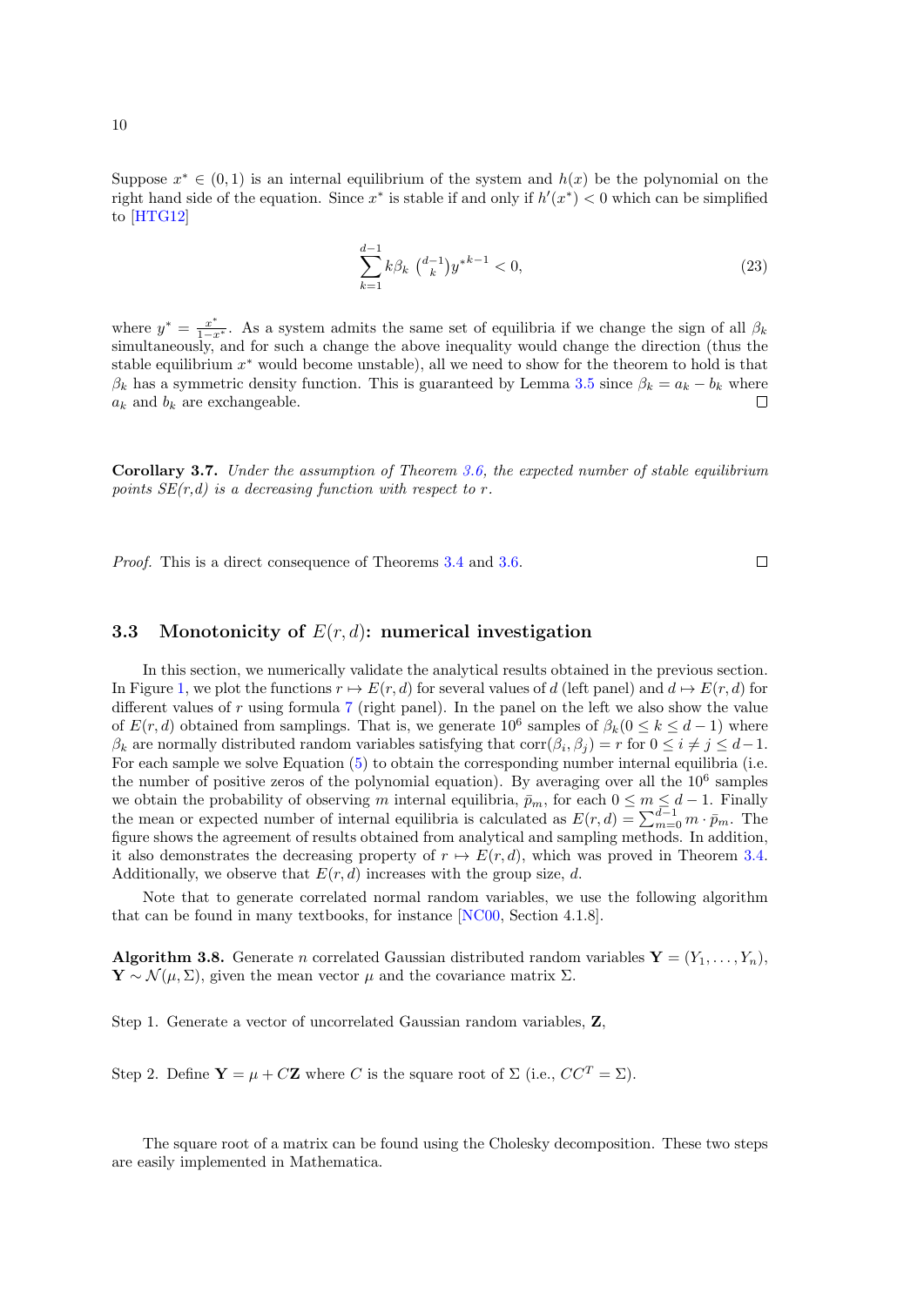Suppose $x^* \in (0,1)$ is an internal equilibrium of the system and $h(x)$ be the polynomial on the right hand side of the equation. Since $x^*$ is stable if and only if $h'(x^*) < 0$ which can be simplified to [HTG12]

$$\sum_{k=1}^{d-1} k\beta_k \binom{d-1}{k} {y^*}^{k-1} < 0, \tag{23}$$

where $y^* = \frac{x^*}{1-x^*}$. As a system admits the same set of equilibria if we change the sign of all $\beta_k$ simultaneously, and for such a change the above inequality would change the direction (thus the stable equilibrium $x^*$ would become unstable), all we need to show for the theorem to hold is that $\beta_k$ has a symmetric density function. This is guaranteed by Lemma 3.5 since $\beta_k = a_k - b_k$ where $a_k$ and $b_k$ are exchangeable. □

**Corollary 3.7.** *Under the assumption of Theorem 3.6, the expected number of stable equilibrium points SE(r,d) is a decreasing function with respect to r.*

*Proof.* This is a direct consequence of Theorems 3.4 and 3.6. □

### 3.3 Monotonicity of $E(r,d)$: numerical investigation

In this section, we numerically validate the analytical results obtained in the previous section. In Figure 1, we plot the functions $r \mapsto E(r,d)$ for several values of $d$ (left panel) and $d \mapsto E(r,d)$ for different values of $r$ using formula 7 (right panel). In the panel on the left we also show the value of $E(r,d)$ obtained from samplings. That is, we generate $10^6$ samples of $\beta_k (0 \leq k \leq d-1)$ where $\beta_k$ are normally distributed random variables satisfying that $\mathrm{corr}(\beta_i, \beta_j) = r$ for $0 \leq i \neq j \leq d-1$. For each sample we solve Equation (5) to obtain the corresponding number internal equilibria (i.e. the number of positive zeros of the polynomial equation). By averaging over all the $10^6$ samples we obtain the probability of observing $m$ internal equilibria, $\bar{p}_m$, for each $0 \leq m \leq d-1$. Finally the mean or expected number of internal equilibria is calculated as $E(r,d) = \sum_{m=0}^{d-1} m \cdot \bar{p}_m$. The figure shows the agreement of results obtained from analytical and sampling methods. In addition, it also demonstrates the decreasing property of $r \mapsto E(r,d)$, which was proved in Theorem 3.4. Additionally, we observe that $E(r,d)$ increases with the group size, $d$.

Note that to generate correlated normal random variables, we use the following algorithm that can be found in many textbooks, for instance [NC00, Section 4.1.8].

**Algorithm 3.8.** Generate $n$ correlated Gaussian distributed random variables $\mathbf{Y} = (Y_1, \ldots, Y_n)$, $\mathbf{Y} \sim \mathcal{N}(\mu, \Sigma)$, given the mean vector $\mu$ and the covariance matrix $\Sigma$.

Step 1. Generate a vector of uncorrelated Gaussian random variables, $\mathbf{Z}$,

Step 2. Define $\mathbf{Y} = \mu + C\mathbf{Z}$ where $C$ is the square root of $\Sigma$ (i.e., $CC^T = \Sigma$).

The square root of a matrix can be found using the Cholesky decomposition. These two steps are easily implemented in Mathematica.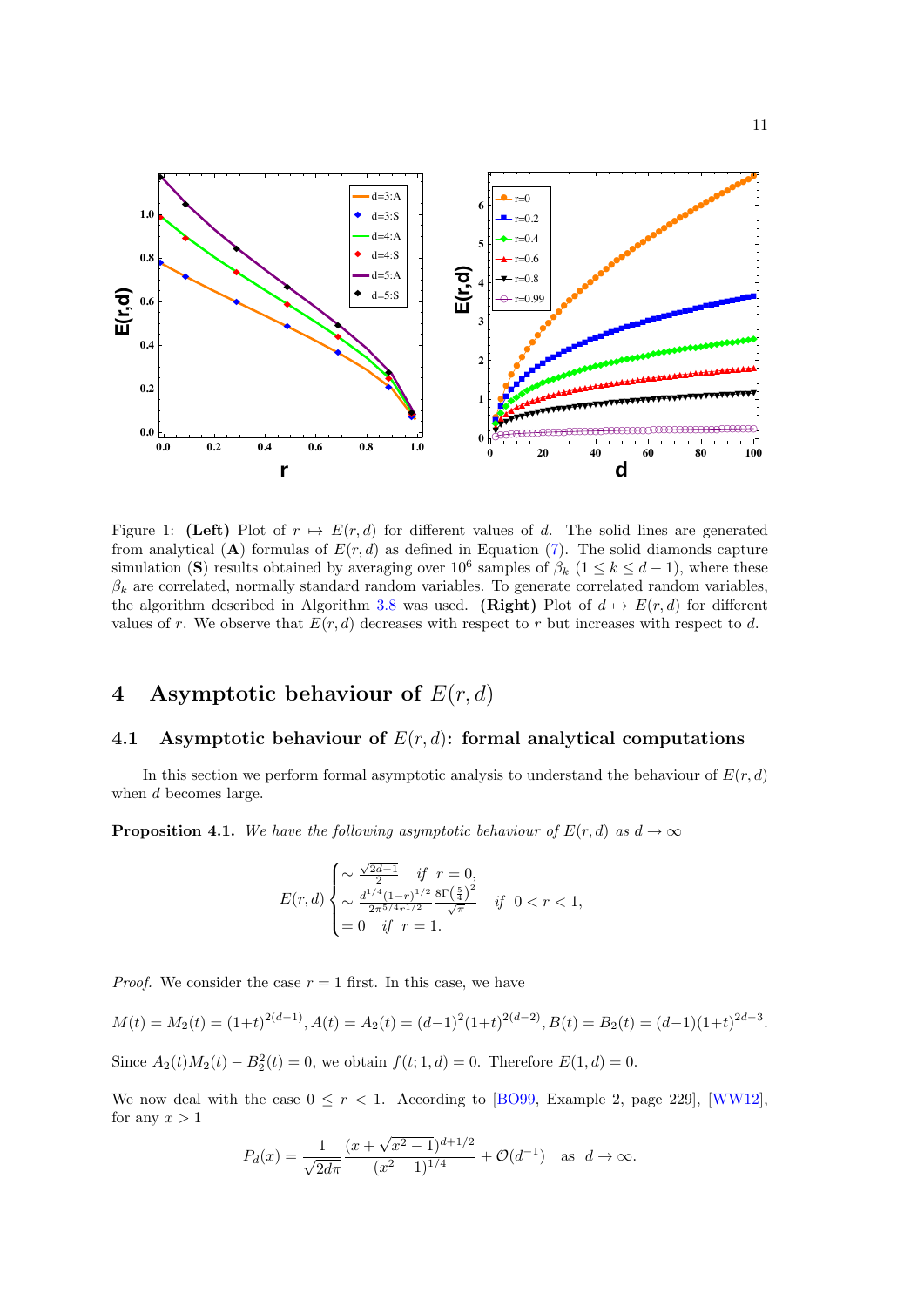Figure 1: **(Left)** Plot of $r \mapsto E(r,d)$ for different values of $d$. The solid lines are generated from analytical (**A**) formulas of $E(r,d)$ as defined in Equation (7). The solid diamonds capture simulation (**S**) results obtained by averaging over $10^6$ samples of $\beta_k$ ($1 \leq k \leq d-1$), where these $\beta_k$ are correlated, normally standard random variables. To generate correlated random variables, the algorithm described in Algorithm 3.8 was used. **(Right)** Plot of $d \mapsto E(r,d)$ for different values of $r$. We observe that $E(r,d)$ decreases with respect to $r$ but increases with respect to $d$.

# 4 Asymptotic behaviour of $E(r,d)$

## 4.1 Asymptotic behaviour of $E(r,d)$: formal analytical computations

In this section we perform formal asymptotic analysis to understand the behaviour of $E(r,d)$ when $d$ becomes large.

**Proposition 4.1.** *We have the following asymptotic behaviour of $E(r,d)$ as $d \to \infty$*

$$E(r,d) \begin{cases} \sim \frac{\sqrt{2d-1}}{2} & \text{if } \ r = 0, \\ \sim \frac{d^{1/4}(1-r)^{1/2}}{2\pi^{5/4} r^{1/2}} \frac{8\Gamma\left(\frac{5}{4}\right)^2}{\sqrt{\pi}} & \text{if } \ 0 < r < 1, \\ = 0 & \text{if } \ r = 1. \end{cases}$$

*Proof.* We consider the case $r = 1$ first. In this case, we have

$$M(t) = M_2(t) = (1+t)^{2(d-1)}, A(t) = A_2(t) = (d-1)^2(1+t)^{2(d-2)}, B(t) = B_2(t) = (d-1)(1+t)^{2d-3}.$$

Since $A_2(t)M_2(t) - B_2^2(t) = 0$, we obtain $f(t;1,d) = 0$. Therefore $E(1,d) = 0$.

We now deal with the case $0 \leq r < 1$. According to [BO99, Example 2, page 229], [WW12], for any $x > 1$

$$P_d(x) = \frac{1}{\sqrt{2d\pi}} \frac{(x + \sqrt{x^2-1})^{d+1/2}}{(x^2-1)^{1/4}} + \mathcal{O}(d^{-1}) \quad \text{as} \ \ d \to \infty.$$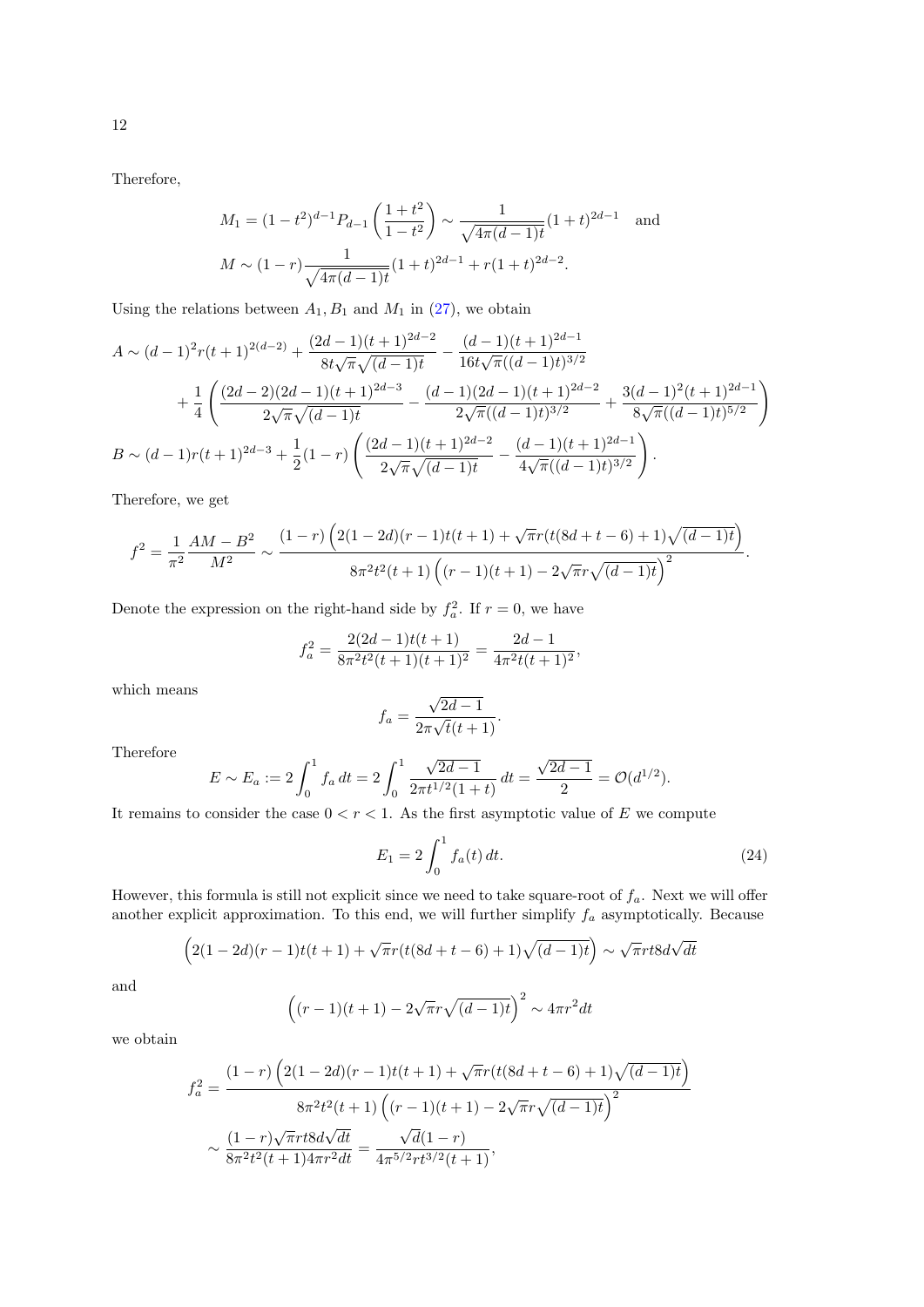Therefore,

$$M_1 = (1-t^2)^{d-1} P_{d-1}\left(\frac{1+t^2}{1-t^2}\right) \sim \frac{1}{\sqrt{4\pi(d-1)t}}(1+t)^{2d-1} \quad \text{and}$$

$$M \sim (1-r)\frac{1}{\sqrt{4\pi(d-1)t}}(1+t)^{2d-1} + r(1+t)^{2d-2}.$$

Using the relations between $A_1, B_1$ and $M_1$ in (27), we obtain

$$A \sim (d-1)^2 r(t+1)^{2(d-2)} + \frac{(2d-1)(t+1)^{2d-2}}{8t\sqrt{\pi}\sqrt{(d-1)t}} - \frac{(d-1)(t+1)^{2d-1}}{16t\sqrt{\pi}((d-1)t)^{3/2}}$$
$$+ \frac{1}{4}\left(\frac{(2d-2)(2d-1)(t+1)^{2d-3}}{2\sqrt{\pi}\sqrt{(d-1)t}} - \frac{(d-1)(2d-1)(t+1)^{2d-2}}{2\sqrt{\pi}((d-1)t)^{3/2}} + \frac{3(d-1)^2(t+1)^{2d-1}}{8\sqrt{\pi}((d-1)t)^{5/2}}\right)$$

$$B \sim (d-1)r(t+1)^{2d-3} + \frac{1}{2}(1-r)\left(\frac{(2d-1)(t+1)^{2d-2}}{2\sqrt{\pi}\sqrt{(d-1)t}} - \frac{(d-1)(t+1)^{2d-1}}{4\sqrt{\pi}((d-1)t)^{3/2}}\right).$$

Therefore, we get

$$f^2 = \frac{1}{\pi^2}\frac{AM-B^2}{M^2} \sim \frac{(1-r)\left(2(1-2d)(r-1)t(t+1) + \sqrt{\pi}r(t(8d+t-6)+1)\sqrt{(d-1)t}\right)}{8\pi^2 t^2(t+1)\left((r-1)(t+1) - 2\sqrt{\pi}r\sqrt{(d-1)t}\right)^2}.$$

Denote the expression on the right-hand side by $f_a^2$. If $r=0$, we have

$$f_a^2 = \frac{2(2d-1)t(t+1)}{8\pi^2 t^2(t+1)(t+1)^2} = \frac{2d-1}{4\pi^2 t(t+1)^2},$$

which means

$$f_a = \frac{\sqrt{2d-1}}{2\pi\sqrt{t}(t+1)}.$$

Therefore

$$E \sim E_a := 2\int_0^1 f_a\,dt = 2\int_0^1 \frac{\sqrt{2d-1}}{2\pi t^{1/2}(1+t)}\,dt = \frac{\sqrt{2d-1}}{2} = \mathcal{O}(d^{1/2}).$$

It remains to consider the case $0<r<1$. As the first asymptotic value of $E$ we compute

$$E_1 = 2\int_0^1 f_a(t)\,dt. \tag{24}$$

However, this formula is still not explicit since we need to take square-root of $f_a$. Next we will offer another explicit approximation. To this end, we will further simplify $f_a$ asymptotically. Because

$$\left(2(1-2d)(r-1)t(t+1) + \sqrt{\pi}r(t(8d+t-6)+1)\sqrt{(d-1)t}\right) \sim \sqrt{\pi}rt8d\sqrt{dt}$$

and

$$\left((r-1)(t+1) - 2\sqrt{\pi}r\sqrt{(d-1)t}\right)^2 \sim 4\pi r^2 dt$$

we obtain

$$f_a^2 = \frac{(1-r)\left(2(1-2d)(r-1)t(t+1) + \sqrt{\pi}r(t(8d+t-6)+1)\sqrt{(d-1)t}\right)}{8\pi^2 t^2(t+1)\left((r-1)(t+1) - 2\sqrt{\pi}r\sqrt{(d-1)t}\right)^2}$$
$$\sim \frac{(1-r)\sqrt{\pi}rt8d\sqrt{dt}}{8\pi^2 t^2(t+1)4\pi r^2 dt} = \frac{\sqrt{d}(1-r)}{4\pi^{5/2}rt^{3/2}(t+1)},$$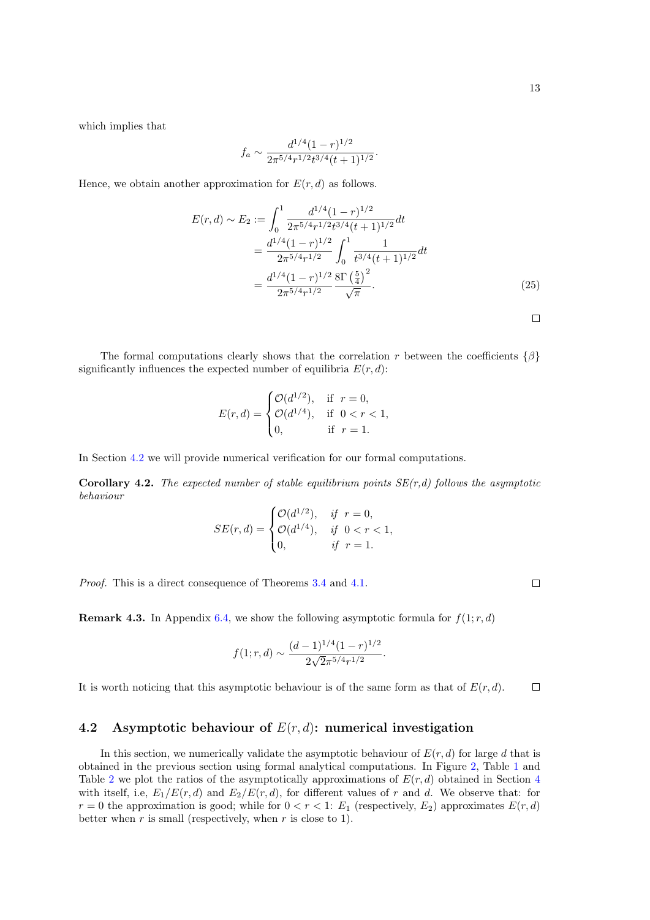which implies that

$$f_a \sim \frac{d^{1/4}(1-r)^{1/2}}{2\pi^{5/4} r^{1/2} t^{3/4}(t+1)^{1/2}}.$$

Hence, we obtain another approximation for $E(r,d)$ as follows.

$$\begin{aligned}
E(r,d) \sim E_2 &:= \int_0^1 \frac{d^{1/4}(1-r)^{1/2}}{2\pi^{5/4} r^{1/2} t^{3/4}(t+1)^{1/2}} dt \\
&= \frac{d^{1/4}(1-r)^{1/2}}{2\pi^{5/4} r^{1/2}} \int_0^1 \frac{1}{t^{3/4}(t+1)^{1/2}} dt \\
&= \frac{d^{1/4}(1-r)^{1/2}}{2\pi^{5/4} r^{1/2}} \frac{8\Gamma\left(\frac{5}{4}\right)^2}{\sqrt{\pi}}.
\end{aligned} \tag{25}$$

□

The formal computations clearly shows that the correlation $r$ between the coefficients $\{\beta\}$ significantly influences the expected number of equilibria $E(r,d)$:

$$E(r,d) = \begin{cases} \mathcal{O}(d^{1/2}), & \text{if } \ r = 0, \\ \mathcal{O}(d^{1/4}), & \text{if } \ 0 < r < 1, \\ 0, & \text{if } \ r = 1. \end{cases}$$

In Section 4.2 we will provide numerical verification for our formal computations.

**Corollary 4.2.** *The expected number of stable equilibrium points SE(r,d) follows the asymptotic behaviour*

$$SE(r,d) = \begin{cases} \mathcal{O}(d^{1/2}), & \text{if } \ r = 0, \\ \mathcal{O}(d^{1/4}), & \text{if } \ 0 < r < 1, \\ 0, & \text{if } \ r = 1. \end{cases}$$

*Proof.* This is a direct consequence of Theorems 3.4 and 4.1. □

**Remark 4.3.** In Appendix 6.4, we show the following asymptotic formula for $f(1;r,d)$

$$f(1;r,d) \sim \frac{(d-1)^{1/4}(1-r)^{1/2}}{2\sqrt{2}\pi^{5/4} r^{1/2}}.$$

It is worth noticing that this asymptotic behaviour is of the same form as that of $E(r,d)$. □

## 4.2 Asymptotic behaviour of $E(r,d)$: numerical investigation

In this section, we numerically validate the asymptotic behaviour of $E(r,d)$ for large $d$ that is obtained in the previous section using formal analytical computations. In Figure 2, Table 1 and Table 2 we plot the ratios of the asymptotically approximations of $E(r,d)$ obtained in Section 4 with itself, i.e, $E_1/E(r,d)$ and $E_2/E(r,d)$, for different values of $r$ and $d$. We observe that: for $r = 0$ the approximation is good; while for $0 < r < 1$: $E_1$ (respectively, $E_2$) approximates $E(r,d)$ better when $r$ is small (respectively, when $r$ is close to 1).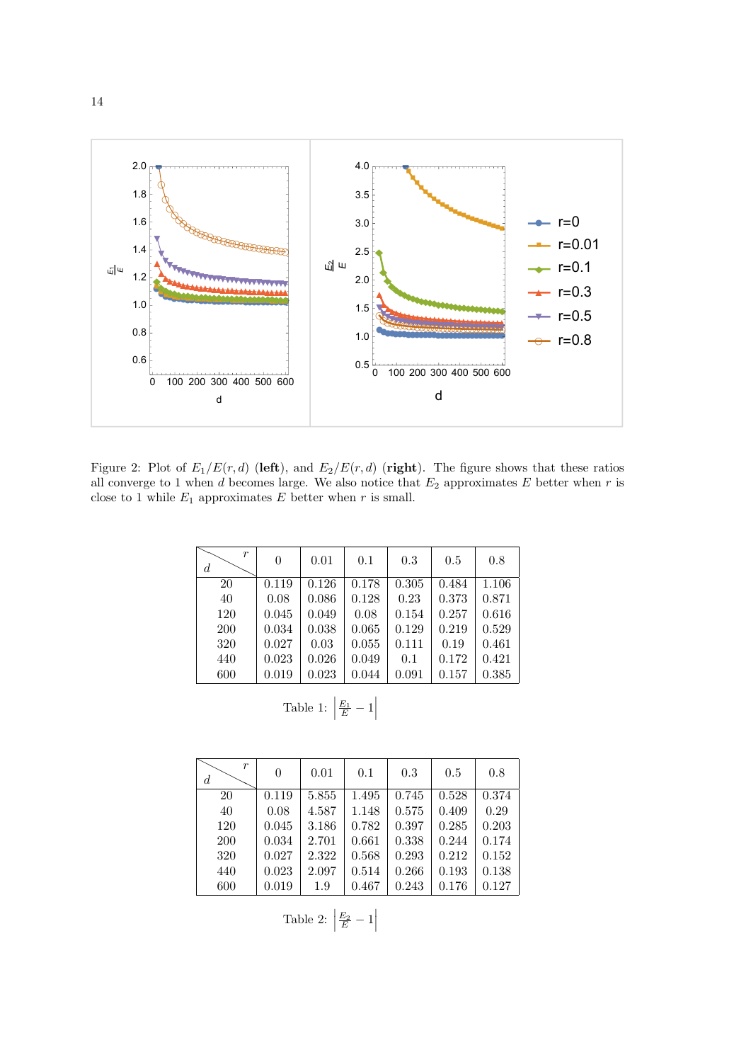Figure 2: Plot of $E_1/E(r,d)$ (**left**), and $E_2/E(r,d)$ (**right**). The figure shows that these ratios all converge to 1 when $d$ becomes large. We also notice that $E_2$ approximates $E$ better when $r$ is close to 1 while $E_1$ approximates $E$ better when $r$ is small.

| $d$ \ $r$ | 0 | 0.01 | 0.1 | 0.3 | 0.5 | 0.8 |
|---|---|---|---|---|---|---|
| 20 | 0.119 | 0.126 | 0.178 | 0.305 | 0.484 | 1.106 |
| 40 | 0.08 | 0.086 | 0.128 | 0.23 | 0.373 | 0.871 |
| 120 | 0.045 | 0.049 | 0.08 | 0.154 | 0.257 | 0.616 |
| 200 | 0.034 | 0.038 | 0.065 | 0.129 | 0.219 | 0.529 |
| 320 | 0.027 | 0.03 | 0.055 | 0.111 | 0.19 | 0.461 |
| 440 | 0.023 | 0.026 | 0.049 | 0.1 | 0.172 | 0.421 |
| 600 | 0.019 | 0.023 | 0.044 | 0.091 | 0.157 | 0.385 |

Table 1: $\left|\frac{E_1}{E} - 1\right|$

| $d$ \ $r$ | 0 | 0.01 | 0.1 | 0.3 | 0.5 | 0.8 |
|---|---|---|---|---|---|---|
| 20 | 0.119 | 5.855 | 1.495 | 0.745 | 0.528 | 0.374 |
| 40 | 0.08 | 4.587 | 1.148 | 0.575 | 0.409 | 0.29 |
| 120 | 0.045 | 3.186 | 0.782 | 0.397 | 0.285 | 0.203 |
| 200 | 0.034 | 2.701 | 0.661 | 0.338 | 0.244 | 0.174 |
| 320 | 0.027 | 2.322 | 0.568 | 0.293 | 0.212 | 0.152 |
| 440 | 0.023 | 2.097 | 0.514 | 0.266 | 0.193 | 0.138 |
| 600 | 0.019 | 1.9 | 0.467 | 0.243 | 0.176 | 0.127 |

Table 2: $\left|\frac{E_2}{E} - 1\right|$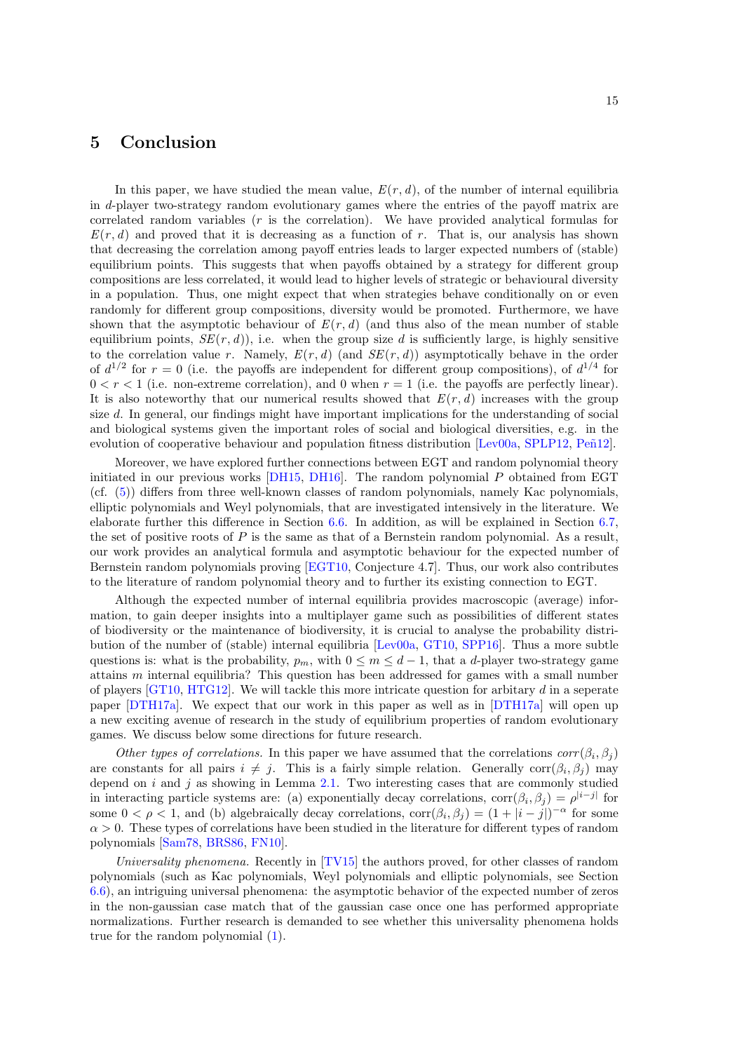## 5 Conclusion

In this paper, we have studied the mean value, $E(r, d)$, of the number of internal equilibria in $d$-player two-strategy random evolutionary games where the entries of the payoff matrix are correlated random variables ($r$ is the correlation). We have provided analytical formulas for $E(r, d)$ and proved that it is decreasing as a function of $r$. That is, our analysis has shown that decreasing the correlation among payoff entries leads to larger expected numbers of (stable) equilibrium points. This suggests that when payoffs obtained by a strategy for different group compositions are less correlated, it would lead to higher levels of strategic or behavioural diversity in a population. Thus, one might expect that when strategies behave conditionally on or even randomly for different group compositions, diversity would be promoted. Furthermore, we have shown that the asymptotic behaviour of $E(r, d)$ (and thus also of the mean number of stable equilibrium points, $SE(r, d)$), i.e. when the group size $d$ is sufficiently large, is highly sensitive to the correlation value $r$. Namely, $E(r, d)$ (and $SE(r, d)$) asymptotically behave in the order of $d^{1/2}$ for $r = 0$ (i.e. the payoffs are independent for different group compositions), of $d^{1/4}$ for $0 < r < 1$ (i.e. non-extreme correlation), and 0 when $r = 1$ (i.e. the payoffs are perfectly linear). It is also noteworthy that our numerical results showed that $E(r, d)$ increases with the group size $d$. In general, our findings might have important implications for the understanding of social and biological systems given the important roles of social and biological diversities, e.g. in the evolution of cooperative behaviour and population fitness distribution [Lev00a, SPLP12, Peñ12].

Moreover, we have explored further connections between EGT and random polynomial theory initiated in our previous works [DH15, DH16]. The random polynomial $P$ obtained from EGT (cf. (5)) differs from three well-known classes of random polynomials, namely Kac polynomials, elliptic polynomials and Weyl polynomials, that are investigated intensively in the literature. We elaborate further this difference in Section 6.6. In addition, as will be explained in Section 6.7, the set of positive roots of $P$ is the same as that of a Bernstein random polynomial. As a result, our work provides an analytical formula and asymptotic behaviour for the expected number of Bernstein random polynomials proving [EGT10, Conjecture 4.7]. Thus, our work also contributes to the literature of random polynomial theory and to further its existing connection to EGT.

Although the expected number of internal equilibria provides macroscopic (average) information, to gain deeper insights into a multiplayer game such as possibilities of different states of biodiversity or the maintenance of biodiversity, it is crucial to analyse the probability distribution of the number of (stable) internal equilibria [Lev00a, GT10, SPP16]. Thus a more subtle questions is: what is the probability, $p_m$, with $0 \leq m \leq d-1$, that a $d$-player two-strategy game attains $m$ internal equilibria? This question has been addressed for games with a small number of players [GT10, HTG12]. We will tackle this more intricate question for arbitary $d$ in a seperate paper [DTH17a]. We expect that our work in this paper as well as in [DTH17a] will open up a new exciting avenue of research in the study of equilibrium properties of random evolutionary games. We discuss below some directions for future research.

*Other types of correlations.* In this paper we have assumed that the correlations $corr(\beta_i, \beta_j)$ are constants for all pairs $i \neq j$. This is a fairly simple relation. Generally $\mathrm{corr}(\beta_i, \beta_j)$ may depend on $i$ and $j$ as showing in Lemma 2.1. Two interesting cases that are commonly studied in interacting particle systems are: (a) exponentially decay correlations, $\mathrm{corr}(\beta_i, \beta_j) = \rho^{|i-j|}$ for some $0 < \rho < 1$, and (b) algebraically decay correlations, $\mathrm{corr}(\beta_i, \beta_j) = (1 + |i-j|)^{-\alpha}$ for some $\alpha > 0$. These types of correlations have been studied in the literature for different types of random polynomials [Sam78, BRS86, FN10].

*Universality phenomena.* Recently in [TV15] the authors proved, for other classes of random polynomials (such as Kac polynomials, Weyl polynomials and elliptic polynomials, see Section 6.6), an intriguing universal phenomena: the asymptotic behavior of the expected number of zeros in the non-gaussian case match that of the gaussian case once one has performed appropriate normalizations. Further research is demanded to see whether this universality phenomena holds true for the random polynomial (1).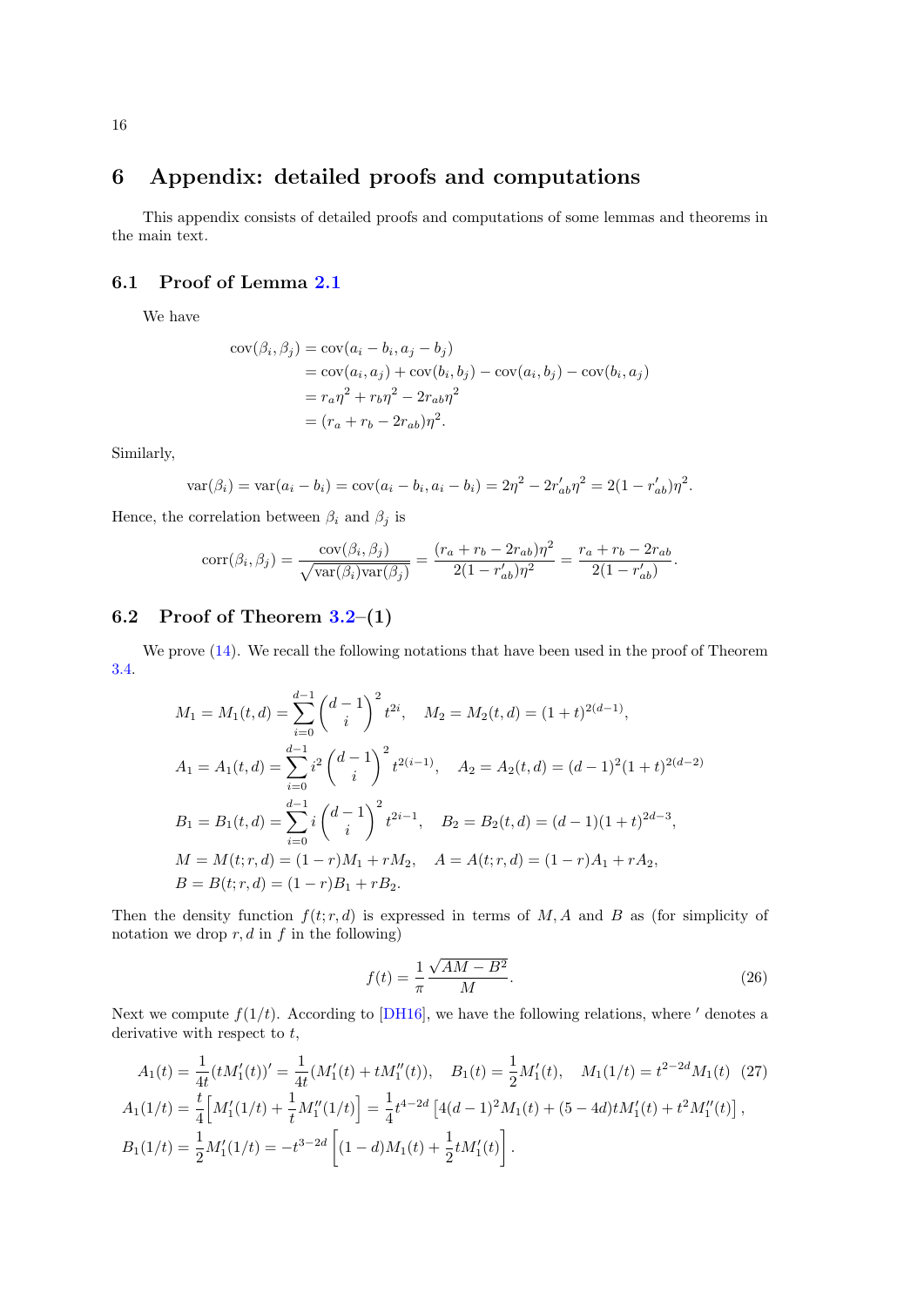# 6 Appendix: detailed proofs and computations

This appendix consists of detailed proofs and computations of some lemmas and theorems in the main text.

## 6.1 Proof of Lemma 2.1

We have

$$
\begin{aligned}
\operatorname{cov}(\beta_i,\beta_j) &= \operatorname{cov}(a_i-b_i,a_j-b_j)\\
&= \operatorname{cov}(a_i,a_j)+\operatorname{cov}(b_i,b_j)-\operatorname{cov}(a_i,b_j)-\operatorname{cov}(b_i,a_j)\\
&= r_a\eta^2+r_b\eta^2-2r_{ab}\eta^2\\
&= (r_a+r_b-2r_{ab})\eta^2.
\end{aligned}
$$

Similarly,

$$
\operatorname{var}(\beta_i)=\operatorname{var}(a_i-b_i)=\operatorname{cov}(a_i-b_i,a_i-b_i)=2\eta^2-2r'_{ab}\eta^2=2(1-r'_{ab})\eta^2.
$$

Hence, the correlation between $\beta_i$ and $\beta_j$ is

$$
\operatorname{corr}(\beta_i,\beta_j)=\frac{\operatorname{cov}(\beta_i,\beta_j)}{\sqrt{\operatorname{var}(\beta_i)\operatorname{var}(\beta_j)}}=\frac{(r_a+r_b-2r_{ab})\eta^2}{2(1-r'_{ab})\eta^2}=\frac{r_a+r_b-2r_{ab}}{2(1-r'_{ab})}.
$$

## 6.2 Proof of Theorem 3.2–(1)

We prove (14). We recall the following notations that have been used in the proof of Theorem 3.4.

$$
\begin{aligned}
&M_1=M_1(t,d)=\sum_{i=0}^{d-1}\binom{d-1}{i}^2 t^{2i},\quad M_2=M_2(t,d)=(1+t)^{2(d-1)},\\
&A_1=A_1(t,d)=\sum_{i=0}^{d-1}i^2\binom{d-1}{i}^2 t^{2(i-1)},\quad A_2=A_2(t,d)=(d-1)^2(1+t)^{2(d-2)}\\
&B_1=B_1(t,d)=\sum_{i=0}^{d-1}i\binom{d-1}{i}^2 t^{2i-1},\quad B_2=B_2(t,d)=(d-1)(1+t)^{2d-3},\\
&M=M(t;r,d)=(1-r)M_1+rM_2,\quad A=A(t;r,d)=(1-r)A_1+rA_2,\\
&B=B(t;r,d)=(1-r)B_1+rB_2.
\end{aligned}
$$

Then the density function $f(t;r,d)$ is expressed in terms of $M,A$ and $B$ as (for simplicity of notation we drop $r,d$ in $f$ in the following)

$$
f(t)=\frac{1}{\pi}\frac{\sqrt{AM-B^2}}{M}. \tag{26}
$$

Next we compute $f(1/t)$. According to [DH16], we have the following relations, where $'$ denotes a derivative with respect to $t$,

$$
A_1(t)=\frac{1}{4t}(tM_1'(t))'=\frac{1}{4t}(M_1'(t)+tM_1''(t)),\quad B_1(t)=\frac{1}{2}M_1'(t),\quad M_1(1/t)=t^{2-2d}M_1(t) \tag{27}
$$

$$
A_1(1/t)=\frac{t}{4}\Big[M_1'(1/t)+\frac{1}{t}M_1''(1/t)\Big]=\frac{1}{4}t^{4-2d}\left[4(d-1)^2M_1(t)+(5-4d)tM_1'(t)+t^2M_1''(t)\right],
$$

$$
B_1(1/t)=\frac{1}{2}M_1'(1/t)=-t^{3-2d}\left[(1-d)M_1(t)+\frac{1}{2}tM_1'(t)\right].
$$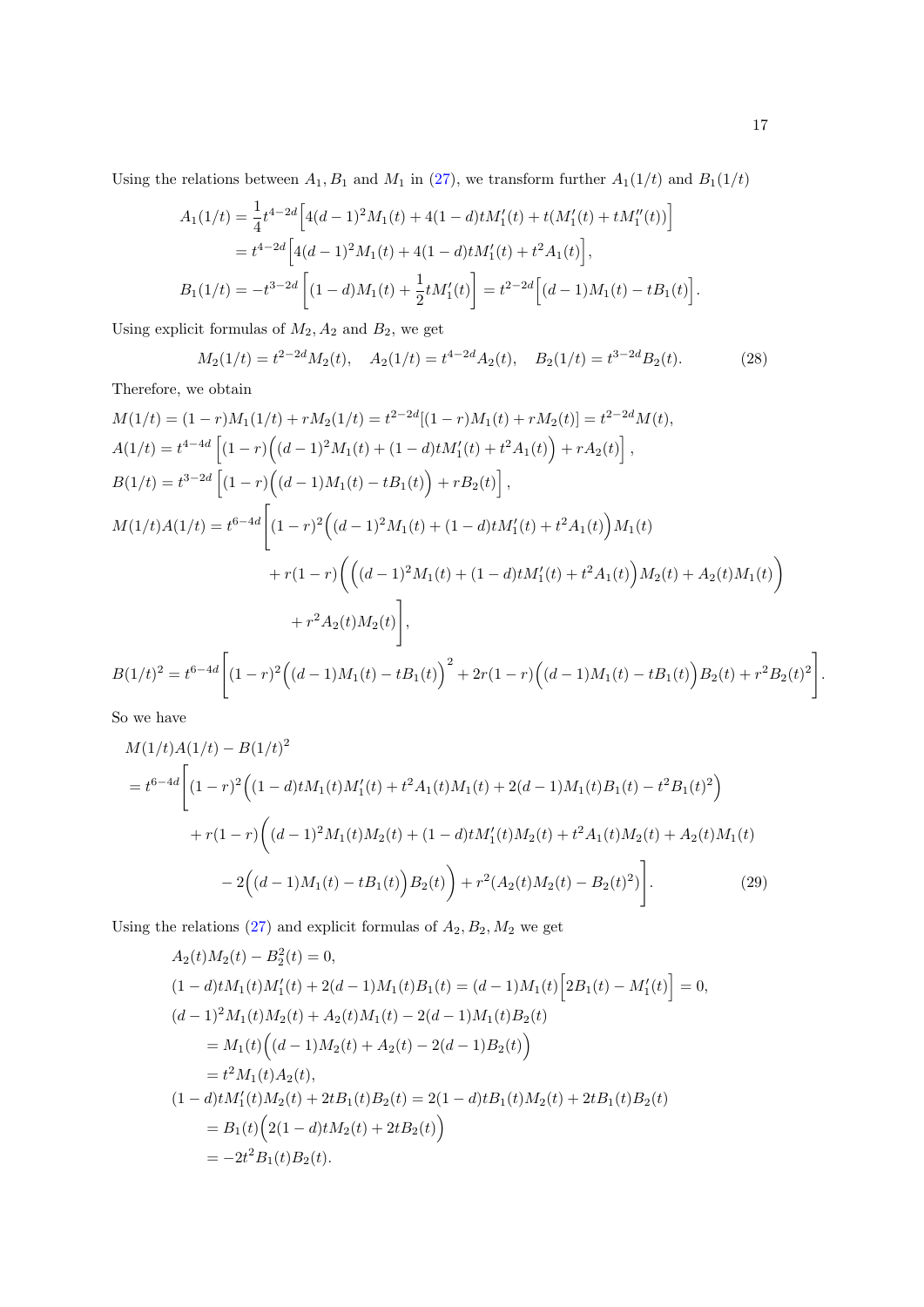Using the relations between $A_1, B_1$ and $M_1$ in (27), we transform further $A_1(1/t)$ and $B_1(1/t)$

$$
\begin{aligned}
A_1(1/t) &= \frac{1}{4}t^{4-2d}\Big[4(d-1)^2M_1(t) + 4(1-d)tM_1'(t) + t(M_1'(t) + tM_1''(t))\Big] \\
&= t^{4-2d}\Big[4(d-1)^2M_1(t) + 4(1-d)tM_1'(t) + t^2A_1(t)\Big], \\
B_1(1/t) &= -t^{3-2d}\left[(1-d)M_1(t) + \frac{1}{2}tM_1'(t)\right] = t^{2-2d}\Big[(d-1)M_1(t) - tB_1(t)\Big].
\end{aligned}
$$

Using explicit formulas of $M_2, A_2$ and $B_2$, we get

$$
M_2(1/t) = t^{2-2d}M_2(t), \quad A_2(1/t) = t^{4-2d}A_2(t), \quad B_2(1/t) = t^{3-2d}B_2(t). \tag{28}
$$

Therefore, we obtain

$$
\begin{aligned}
&M(1/t) = (1-r)M_1(1/t) + rM_2(1/t) = t^{2-2d}[(1-r)M_1(t) + rM_2(t)] = t^{2-2d}M(t), \\
&A(1/t) = t^{4-4d}\left[(1-r)\Big((d-1)^2M_1(t) + (1-d)tM_1'(t) + t^2A_1(t)\Big) + rA_2(t)\right], \\
&B(1/t) = t^{3-2d}\left[(1-r)\Big((d-1)M_1(t) - tB_1(t)\Big) + rB_2(t)\right], \\
&M(1/t)A(1/t) = t^{6-4d}\Bigg[(1-r)^2\Big((d-1)^2M_1(t) + (1-d)tM_1'(t) + t^2A_1(t)\Big)M_1(t) \\
&\qquad + r(1-r)\bigg(\Big((d-1)^2M_1(t) + (1-d)tM_1'(t) + t^2A_1(t)\Big)M_2(t) + A_2(t)M_1(t)\bigg) \\
&\qquad + r^2A_2(t)M_2(t)\Bigg], \\
&B(1/t)^2 = t^{6-4d}\left[(1-r)^2\Big((d-1)M_1(t) - tB_1(t)\Big)^2 + 2r(1-r)\Big((d-1)M_1(t) - tB_1(t)\Big)B_2(t) + r^2B_2(t)^2\right].
\end{aligned}
$$

So we have

$$
\begin{aligned}
&M(1/t)A(1/t) - B(1/t)^2 \\
&= t^{6-4d}\Bigg[(1-r)^2\Big((1-d)tM_1(t)M_1'(t) + t^2A_1(t)M_1(t) + 2(d-1)M_1(t)B_1(t) - t^2B_1(t)^2\Big) \\
&\quad + r(1-r)\bigg((d-1)^2M_1(t)M_2(t) + (1-d)tM_1'(t)M_2(t) + t^2A_1(t)M_2(t) + A_2(t)M_1(t) \\
&\quad - 2\Big((d-1)M_1(t) - tB_1(t)\Big)B_2(t)\bigg) + r^2(A_2(t)M_2(t) - B_2(t)^2)\Bigg].
\end{aligned} \tag{29}
$$

Using the relations (27) and explicit formulas of $A_2, B_2, M_2$ we get

$$
\begin{aligned}
&A_2(t)M_2(t) - B_2^2(t) = 0, \\
&(1-d)tM_1(t)M_1'(t) + 2(d-1)M_1(t)B_1(t) = (d-1)M_1(t)\Big[2B_1(t) - M_1'(t)\Big] = 0, \\
&(d-1)^2M_1(t)M_2(t) + A_2(t)M_1(t) - 2(d-1)M_1(t)B_2(t) \\
&\quad = M_1(t)\Big((d-1)M_2(t) + A_2(t) - 2(d-1)B_2(t)\Big) \\
&\quad = t^2M_1(t)A_2(t), \\
&(1-d)tM_1'(t)M_2(t) + 2tB_1(t)B_2(t) = 2(1-d)tB_1(t)M_2(t) + 2tB_1(t)B_2(t) \\
&\quad = B_1(t)\Big(2(1-d)tM_2(t) + 2tB_2(t)\Big) \\
&\quad = -2t^2B_1(t)B_2(t).
\end{aligned}
$$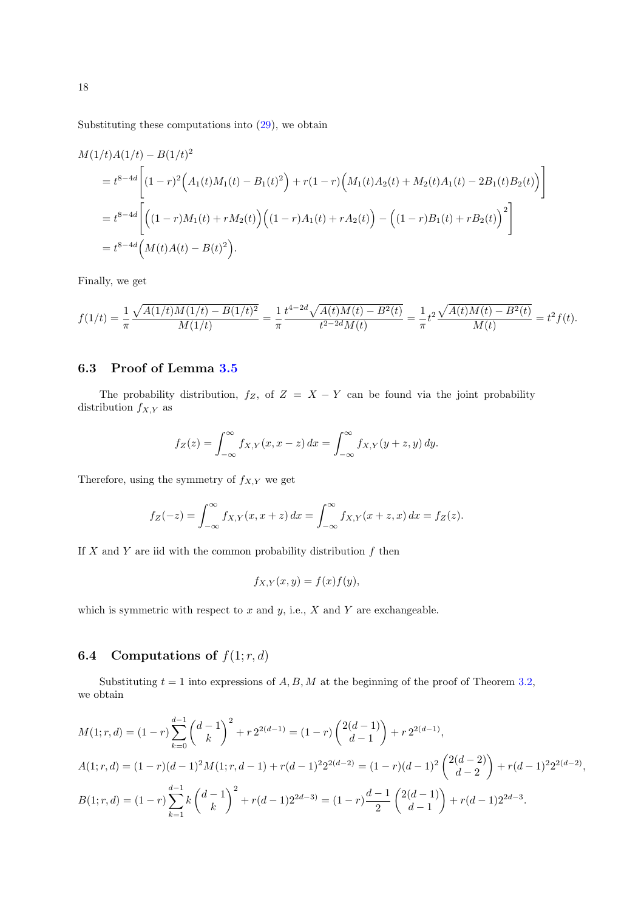Substituting these computations into (29), we obtain

$$
\begin{aligned}
&M(1/t)A(1/t) - B(1/t)^2 \\
&= t^{8-4d}\Big[(1-r)^2\Big(A_1(t)M_1(t) - B_1(t)^2\Big) + r(1-r)\Big(M_1(t)A_2(t) + M_2(t)A_1(t) - 2B_1(t)B_2(t)\Big)\Big] \\
&= t^{8-4d}\Big[\Big((1-r)M_1(t) + rM_2(t)\Big)\Big((1-r)A_1(t) + rA_2(t)\Big) - \Big((1-r)B_1(t) + rB_2(t)\Big)^2\Big] \\
&= t^{8-4d}\Big(M(t)A(t) - B(t)^2\Big).
\end{aligned}
$$

Finally, we get

$$
f(1/t) = \frac{1}{\pi}\frac{\sqrt{A(1/t)M(1/t) - B(1/t)^2}}{M(1/t)} = \frac{1}{\pi}\frac{t^{4-2d}\sqrt{A(t)M(t) - B^2(t)}}{t^{2-2d}M(t)} = \frac{1}{\pi}t^2\frac{\sqrt{A(t)M(t) - B^2(t)}}{M(t)} = t^2 f(t).
$$

### 6.3 Proof of Lemma 3.5

The probability distribution, $f_Z$, of $Z = X - Y$ can be found via the joint probability distribution $f_{X,Y}$ as

$$
f_Z(z) = \int_{-\infty}^{\infty} f_{X,Y}(x, x-z)\,dx = \int_{-\infty}^{\infty} f_{X,Y}(y+z, y)\,dy.
$$

Therefore, using the symmetry of $f_{X,Y}$ we get

$$
f_Z(-z) = \int_{-\infty}^{\infty} f_{X,Y}(x, x+z)\,dx = \int_{-\infty}^{\infty} f_{X,Y}(x+z, x)\,dx = f_Z(z).
$$

If $X$ and $Y$ are iid with the common probability distribution $f$ then

$$
f_{X,Y}(x,y) = f(x)f(y),
$$

which is symmetric with respect to $x$ and $y$, i.e., $X$ and $Y$ are exchangeable.

### 6.4 Computations of $f(1; r, d)$

Substituting $t = 1$ into expressions of $A, B, M$ at the beginning of the proof of Theorem 3.2, we obtain

$$
\begin{aligned}
M(1; r, d) &= (1-r)\sum_{k=0}^{d-1}\binom{d-1}{k}^2 + r\,2^{2(d-1)} = (1-r)\binom{2(d-1)}{d-1} + r\,2^{2(d-1)}, \\
A(1; r, d) &= (1-r)(d-1)^2 M(1; r, d-1) + r(d-1)^2 2^{2(d-2)} = (1-r)(d-1)^2\binom{2(d-2)}{d-2} + r(d-1)^2 2^{2(d-2)}, \\
B(1; r, d) &= (1-r)\sum_{k=1}^{d-1} k\binom{d-1}{k}^2 + r(d-1)2^{2d-3)} = (1-r)\frac{d-1}{2}\binom{2(d-1)}{d-1} + r(d-1)2^{2d-3}.
\end{aligned}
$$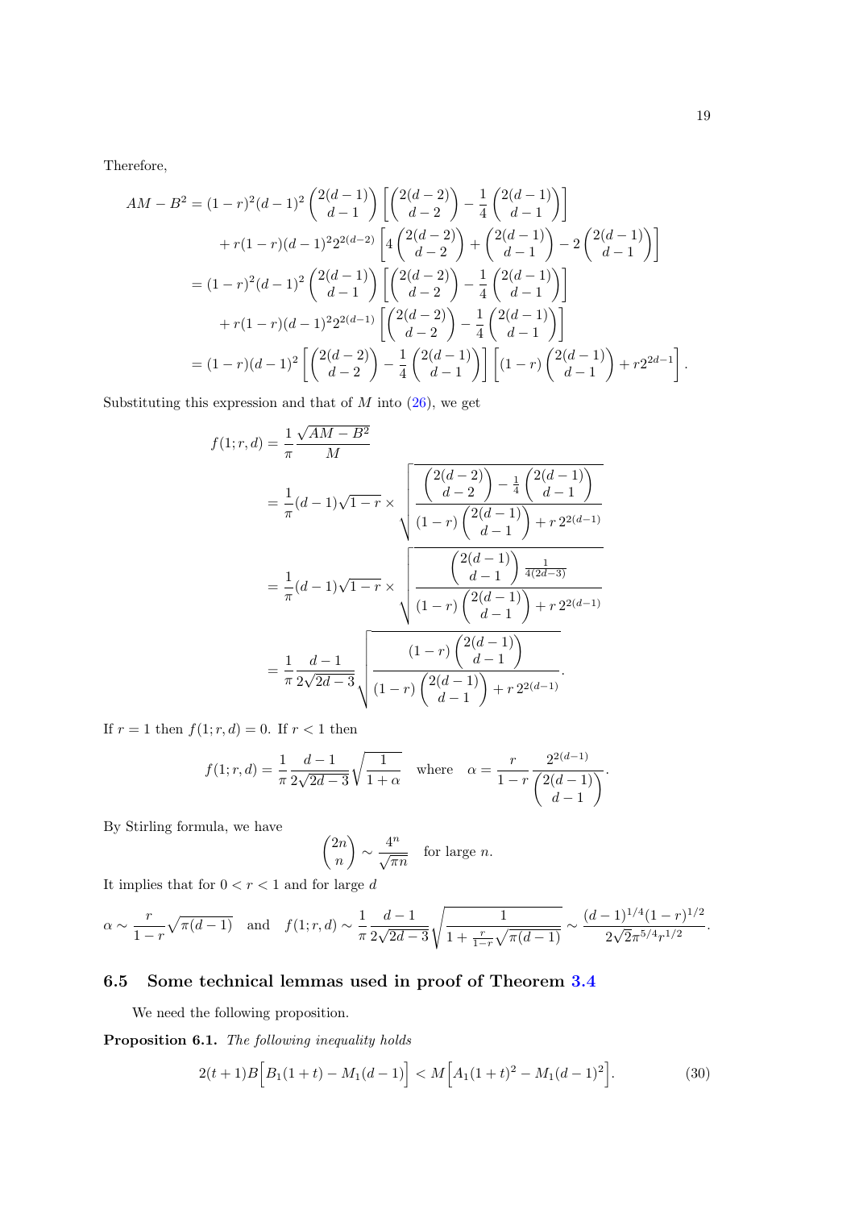Therefore,

$$
\begin{aligned}
AM - B^2 &= (1-r)^2(d-1)^2\binom{2(d-1)}{d-1}\left[\binom{2(d-2)}{d-2} - \frac{1}{4}\binom{2(d-1)}{d-1}\right] \\
&\quad + r(1-r)(d-1)^2 2^{2(d-2)}\left[4\binom{2(d-2)}{d-2} + \binom{2(d-1)}{d-1} - 2\binom{2(d-1)}{d-1}\right] \\
&= (1-r)^2(d-1)^2\binom{2(d-1)}{d-1}\left[\binom{2(d-2)}{d-2} - \frac{1}{4}\binom{2(d-1)}{d-1}\right] \\
&\quad + r(1-r)(d-1)^2 2^{2(d-1)}\left[\binom{2(d-2)}{d-2} - \frac{1}{4}\binom{2(d-1)}{d-1}\right] \\
&= (1-r)(d-1)^2\left[\binom{2(d-2)}{d-2} - \frac{1}{4}\binom{2(d-1)}{d-1}\right]\left[(1-r)\binom{2(d-1)}{d-1} + r2^{2d-1}\right].
\end{aligned}
$$

Substituting this expression and that of $M$ into (26), we get

$$
\begin{aligned}
f(1;r,d) &= \frac{1}{\pi}\frac{\sqrt{AM-B^2}}{M} \\
&= \frac{1}{\pi}(d-1)\sqrt{1-r} \times \sqrt{\frac{\binom{2(d-2)}{d-2} - \frac{1}{4}\binom{2(d-1)}{d-1}}{(1-r)\binom{2(d-1)}{d-1} + r\,2^{2(d-1)}}} \\
&= \frac{1}{\pi}(d-1)\sqrt{1-r} \times \sqrt{\frac{\binom{2(d-1)}{d-1}\frac{1}{4(2d-3)}}{(1-r)\binom{2(d-1)}{d-1} + r\,2^{2(d-1)}}} \\
&= \frac{1}{\pi}\frac{d-1}{2\sqrt{2d-3}}\sqrt{\frac{(1-r)\binom{2(d-1)}{d-1}}{(1-r)\binom{2(d-1)}{d-1} + r\,2^{2(d-1)}}}.
\end{aligned}
$$

If $r = 1$ then $f(1;r,d) = 0$. If $r < 1$ then

$$
f(1;r,d) = \frac{1}{\pi}\frac{d-1}{2\sqrt{2d-3}}\sqrt{\frac{1}{1+\alpha}} \quad \text{where} \quad \alpha = \frac{r}{1-r}\frac{2^{2(d-1)}}{\binom{2(d-1)}{d-1}}.
$$

By Stirling formula, we have

$$
\binom{2n}{n} \sim \frac{4^n}{\sqrt{\pi n}} \quad \text{for large } n.
$$

It implies that for $0 < r < 1$ and for large $d$

$$
\alpha \sim \frac{r}{1-r}\sqrt{\pi(d-1)} \quad \text{and} \quad f(1;r,d) \sim \frac{1}{\pi}\frac{d-1}{2\sqrt{2d-3}}\sqrt{\frac{1}{1+\frac{r}{1-r}\sqrt{\pi(d-1)}}} \sim \frac{(d-1)^{1/4}(1-r)^{1/2}}{2\sqrt{2}\pi^{5/4}r^{1/2}}.
$$

## 6.5 Some technical lemmas used in proof of Theorem 3.4

We need the following proposition.

**Proposition 6.1.** *The following inequality holds*

$$
2(t+1)B\Big[B_1(1+t) - M_1(d-1)\Big] < M\Big[A_1(1+t)^2 - M_1(d-1)^2\Big]. \tag{30}
$$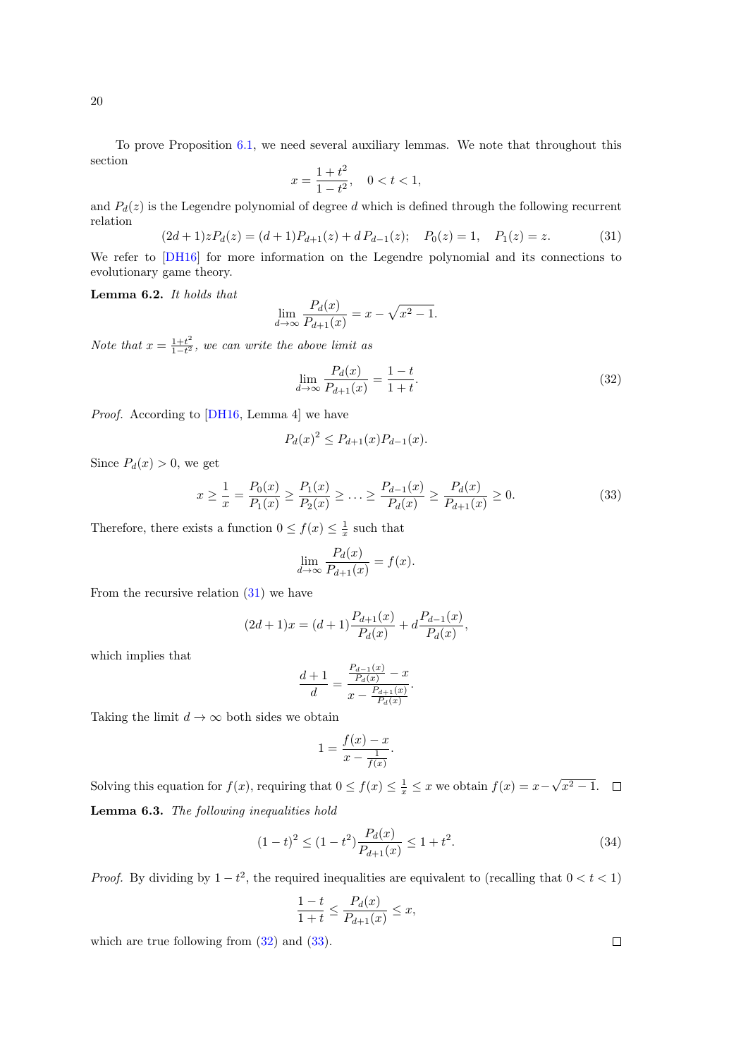To prove Proposition 6.1, we need several auxiliary lemmas. We note that throughout this section

$$x = \frac{1+t^2}{1-t^2}, \quad 0 < t < 1,$$

and $P_d(z)$ is the Legendre polynomial of degree $d$ which is defined through the following recurrent relation

$$(2d+1)zP_d(z) = (d+1)P_{d+1}(z) + d\,P_{d-1}(z); \quad P_0(z) = 1, \quad P_1(z) = z. \tag{31}$$

We refer to [DH16] for more information on the Legendre polynomial and its connections to evolutionary game theory.

**Lemma 6.2.** *It holds that*

$$\lim_{d\to\infty} \frac{P_d(x)}{P_{d+1}(x)} = x - \sqrt{x^2-1}.$$

*Note that $x = \frac{1+t^2}{1-t^2}$, we can write the above limit as*

$$\lim_{d\to\infty} \frac{P_d(x)}{P_{d+1}(x)} = \frac{1-t}{1+t}. \tag{32}$$

*Proof.* According to [DH16, Lemma 4] we have

$$P_d(x)^2 \le P_{d+1}(x)P_{d-1}(x).$$

Since $P_d(x) > 0$, we get

$$x \ge \frac{1}{x} = \frac{P_0(x)}{P_1(x)} \ge \frac{P_1(x)}{P_2(x)} \ge \ldots \ge \frac{P_{d-1}(x)}{P_d(x)} \ge \frac{P_d(x)}{P_{d+1}(x)} \ge 0. \tag{33}$$

Therefore, there exists a function $0 \le f(x) \le \frac{1}{x}$ such that

$$\lim_{d\to\infty} \frac{P_d(x)}{P_{d+1}(x)} = f(x).$$

From the recursive relation (31) we have

$$(2d+1)x = (d+1)\frac{P_{d+1}(x)}{P_d(x)} + d\frac{P_{d-1}(x)}{P_d(x)},$$

which implies that

$$\frac{d+1}{d} = \frac{\frac{P_{d-1}(x)}{P_d(x)} - x}{x - \frac{P_{d+1}(x)}{P_d(x)}}.$$

Taking the limit $d \to \infty$ both sides we obtain

$$1 = \frac{f(x) - x}{x - \frac{1}{f(x)}}.$$

Solving this equation for $f(x)$, requiring that $0 \le f(x) \le \frac{1}{x} \le x$ we obtain $f(x) = x - \sqrt{x^2-1}$. $\square$

**Lemma 6.3.** *The following inequalities hold*

$$(1-t)^2 \le (1-t^2)\frac{P_d(x)}{P_{d+1}(x)} \le 1+t^2. \tag{34}$$

*Proof.* By dividing by $1-t^2$, the required inequalities are equivalent to (recalling that $0 < t < 1$)

$$\frac{1-t}{1+t} \le \frac{P_d(x)}{P_{d+1}(x)} \le x,$$

which are true following from (32) and (33). $\square$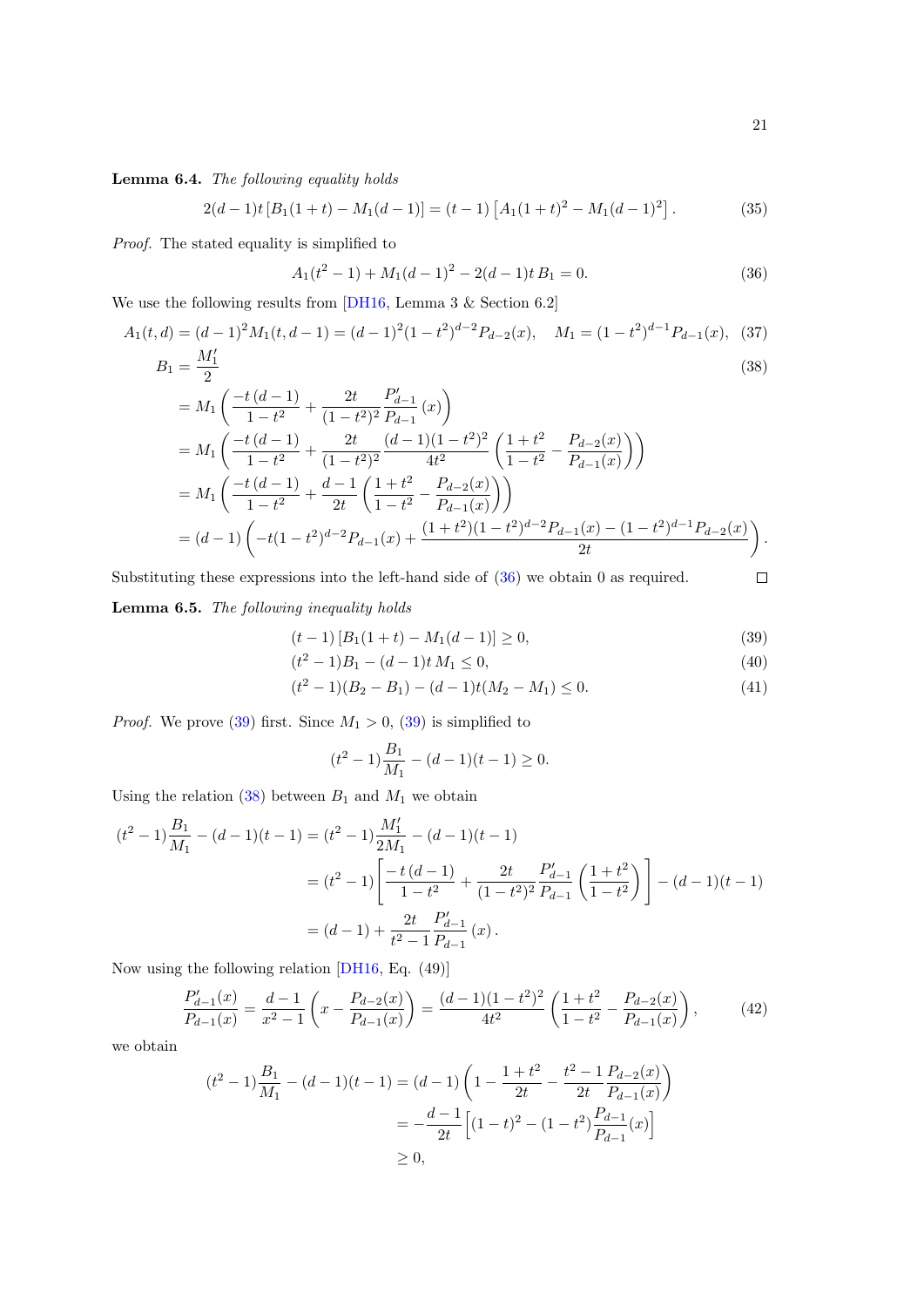**Lemma 6.4.** *The following equality holds*

$$2(d-1)t\left[B_1(1+t) - M_1(d-1)\right] = (t-1)\left[A_1(1+t)^2 - M_1(d-1)^2\right]. \tag{35}$$

*Proof.* The stated equality is simplified to

$$A_1(t^2-1) + M_1(d-1)^2 - 2(d-1)t\,B_1 = 0. \tag{36}$$

We use the following results from [DH16, Lemma 3 & Section 6.2]

$$A_1(t,d) = (d-1)^2 M_1(t,d-1) = (d-1)^2(1-t^2)^{d-2}P_{d-2}(x), \quad M_1 = (1-t^2)^{d-1}P_{d-1}(x), \tag{37}$$

$$\begin{aligned}
B_1 &= \frac{M_1'}{2} && (38)\\
&= M_1\left(\frac{-t\,(d-1)}{1-t^2} + \frac{2t}{(1-t^2)^2}\frac{P_{d-1}'}{P_{d-1}}(x)\right)\\
&= M_1\left(\frac{-t\,(d-1)}{1-t^2} + \frac{2t}{(1-t^2)^2}\frac{(d-1)(1-t^2)^2}{4t^2}\left(\frac{1+t^2}{1-t^2} - \frac{P_{d-2}(x)}{P_{d-1}(x)}\right)\right)\\
&= M_1\left(\frac{-t\,(d-1)}{1-t^2} + \frac{d-1}{2t}\left(\frac{1+t^2}{1-t^2} - \frac{P_{d-2}(x)}{P_{d-1}(x)}\right)\right)\\
&= (d-1)\left(-t(1-t^2)^{d-2}P_{d-1}(x) + \frac{(1+t^2)(1-t^2)^{d-2}P_{d-1}(x) - (1-t^2)^{d-1}P_{d-2}(x)}{2t}\right).
\end{aligned}$$

Substituting these expressions into the left-hand side of (36) we obtain 0 as required. □

**Lemma 6.5.** *The following inequality holds*

$$(t-1)\left[B_1(1+t) - M_1(d-1)\right] \geq 0, \tag{39}$$

$$(t^2-1)B_1 - (d-1)t\,M_1 \leq 0, \tag{40}$$

$$(t^2-1)(B_2 - B_1) - (d-1)t(M_2 - M_1) \leq 0. \tag{41}$$

*Proof.* We prove (39) first. Since $M_1 > 0$, (39) is simplified to

$$(t^2-1)\frac{B_1}{M_1} - (d-1)(t-1) \geq 0.$$

Using the relation (38) between $B_1$ and $M_1$ we obtain

$$\begin{aligned}
(t^2-1)\frac{B_1}{M_1} - (d-1)(t-1) &= (t^2-1)\frac{M_1'}{2M_1} - (d-1)(t-1)\\
&= (t^2-1)\left[\frac{-t\,(d-1)}{1-t^2} + \frac{2t}{(1-t^2)^2}\frac{P_{d-1}'}{P_{d-1}}\left(\frac{1+t^2}{1-t^2}\right)\right] - (d-1)(t-1)\\
&= (d-1) + \frac{2t}{t^2-1}\frac{P_{d-1}'}{P_{d-1}}(x).
\end{aligned}$$

Now using the following relation [DH16, Eq. (49)]

$$\frac{P_{d-1}'(x)}{P_{d-1}(x)} = \frac{d-1}{x^2-1}\left(x - \frac{P_{d-2}(x)}{P_{d-1}(x)}\right) = \frac{(d-1)(1-t^2)^2}{4t^2}\left(\frac{1+t^2}{1-t^2} - \frac{P_{d-2}(x)}{P_{d-1}(x)}\right), \tag{42}$$

we obtain

$$\begin{aligned}
(t^2-1)\frac{B_1}{M_1} - (d-1)(t-1) &= (d-1)\left(1 - \frac{1+t^2}{2t} - \frac{t^2-1}{2t}\frac{P_{d-2}(x)}{P_{d-1}(x)}\right)\\
&= -\frac{d-1}{2t}\left[(1-t)^2 - (1-t^2)\frac{P_{d-1}}{P_{d-1}}(x)\right]\\
&\geq 0,
\end{aligned}$$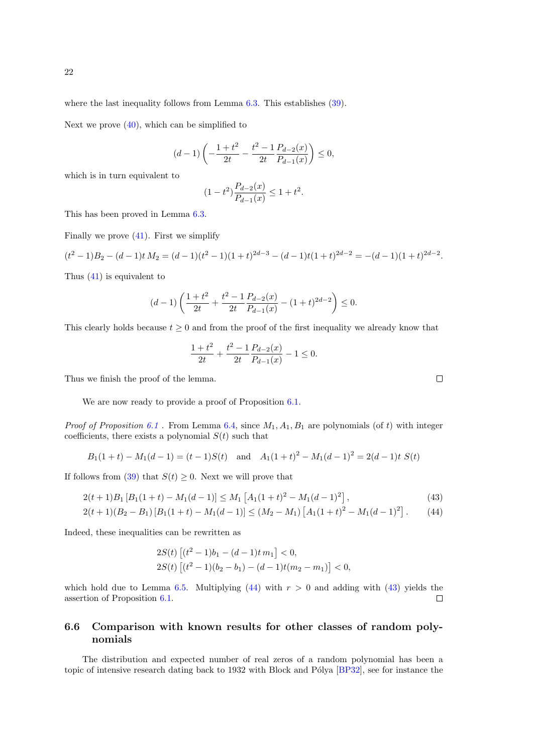where the last inequality follows from Lemma 6.3. This establishes (39).

Next we prove (40), which can be simplified to

$$(d-1)\left(-\frac{1+t^2}{2t}-\frac{t^2-1}{2t}\frac{P_{d-2}(x)}{P_{d-1}(x)}\right)\le 0,$$

which is in turn equivalent to

$$(1-t^2)\frac{P_{d-2}(x)}{P_{d-1}(x)}\le 1+t^2.$$

This has been proved in Lemma 6.3.

Finally we prove (41). First we simplify

$$(t^2-1)B_2-(d-1)t\,M_2=(d-1)(t^2-1)(1+t)^{2d-3}-(d-1)t(1+t)^{2d-2}=-(d-1)(1+t)^{2d-2}.$$

Thus (41) is equivalent to

$$(d-1)\left(\frac{1+t^2}{2t}+\frac{t^2-1}{2t}\frac{P_{d-2}(x)}{P_{d-1}(x)}-(1+t)^{2d-2}\right)\le 0.$$

This clearly holds because $t\ge 0$ and from the proof of the first inequality we already know that

$$\frac{1+t^2}{2t}+\frac{t^2-1}{2t}\frac{P_{d-2}(x)}{P_{d-1}(x)}-1\le 0.$$

Thus we finish the proof of the lemma. $\square$

We are now ready to provide a proof of Proposition 6.1.

*Proof of Proposition 6.1* . From Lemma 6.4, since $M_1, A_1, B_1$ are polynomials (of $t$) with integer coefficients, there exists a polynomial $S(t)$ such that

$$B_1(1+t)-M_1(d-1)=(t-1)S(t)\quad\text{and}\quad A_1(1+t)^2-M_1(d-1)^2=2(d-1)t\;S(t)$$

If follows from (39) that $S(t)\ge 0$. Next we will prove that

$$2(t+1)B_1\left[B_1(1+t)-M_1(d-1)\right]\le M_1\left[A_1(1+t)^2-M_1(d-1)^2\right], \tag{43}$$

$$2(t+1)(B_2-B_1)\left[B_1(1+t)-M_1(d-1)\right]\le (M_2-M_1)\left[A_1(1+t)^2-M_1(d-1)^2\right]. \tag{44}$$

Indeed, these inequalities can be rewritten as

$$2S(t)\left[(t^2-1)b_1-(d-1)t\,m_1\right]<0,$$
$$2S(t)\left[(t^2-1)(b_2-b_1)-(d-1)t(m_2-m_1)\right]<0,$$

which hold due to Lemma 6.5. Multiplying (44) with $r>0$ and adding with (43) yields the assertion of Proposition 6.1. $\square$

## 6.6 Comparison with known results for other classes of random polynomials

The distribution and expected number of real zeros of a random polynomial has been a topic of intensive research dating back to 1932 with Block and Pólya [BP32], see for instance the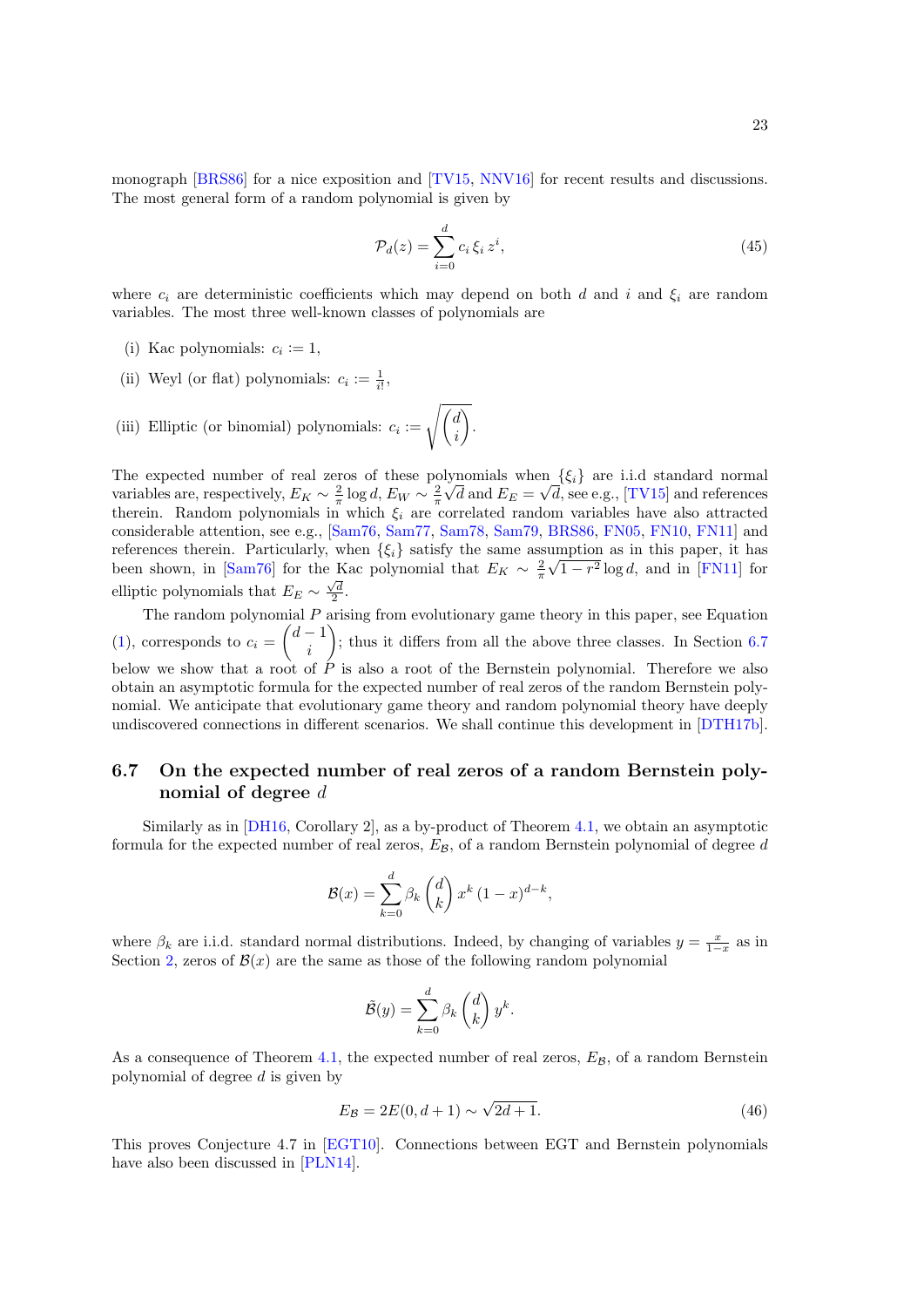monograph [BRS86] for a nice exposition and [TV15, NNV16] for recent results and discussions. The most general form of a random polynomial is given by

$$\mathcal{P}_d(z) = \sum_{i=0}^{d} c_i\, \xi_i\, z^i, \tag{45}$$

where $c_i$ are deterministic coefficients which may depend on both $d$ and $i$ and $\xi_i$ are random variables. The most three well-known classes of polynomials are

(i) Kac polynomials: $c_i := 1$,

(ii) Weyl (or flat) polynomials: $c_i := \frac{1}{i!}$,

(iii) Elliptic (or binomial) polynomials: $c_i := \sqrt{\binom{d}{i}}$.

The expected number of real zeros of these polynomials when $\{\xi_i\}$ are i.i.d standard normal variables are, respectively, $E_K \sim \frac{2}{\pi}\log d$, $E_W \sim \frac{2}{\pi}\sqrt{d}$ and $E_E = \sqrt{d}$, see e.g., [TV15] and references therein. Random polynomials in which $\xi_i$ are correlated random variables have also attracted considerable attention, see e.g., [Sam76, Sam77, Sam78, Sam79, BRS86, FN05, FN10, FN11] and references therein. Particularly, when $\{\xi_i\}$ satisfy the same assumption as in this paper, it has been shown, in [Sam76] for the Kac polynomial that $E_K \sim \frac{2}{\pi}\sqrt{1-r^2}\log d$, and in [FN11] for elliptic polynomials that $E_E \sim \frac{\sqrt{d}}{2}$.

The random polynomial $P$ arising from evolutionary game theory in this paper, see Equation (1), corresponds to $c_i = \binom{d-1}{i}$; thus it differs from all the above three classes. In Section 6.7 below we show that a root of $P$ is also a root of the Bernstein polynomial. Therefore we also obtain an asymptotic formula for the expected number of real zeros of the random Bernstein polynomial. We anticipate that evolutionary game theory and random polynomial theory have deeply undiscovered connections in different scenarios. We shall continue this development in [DTH17b].

### 6.7 On the expected number of real zeros of a random Bernstein polynomial of degree $d$

Similarly as in [DH16, Corollary 2], as a by-product of Theorem 4.1, we obtain an asymptotic formula for the expected number of real zeros, $E_{\mathcal{B}}$, of a random Bernstein polynomial of degree $d$

$$\mathcal{B}(x) = \sum_{k=0}^{d} \beta_k \binom{d}{k} x^k\,(1-x)^{d-k},$$

where $\beta_k$ are i.i.d. standard normal distributions. Indeed, by changing of variables $y = \frac{x}{1-x}$ as in Section 2, zeros of $\mathcal{B}(x)$ are the same as those of the following random polynomial

$$\tilde{\mathcal{B}}(y) = \sum_{k=0}^{d} \beta_k \binom{d}{k} y^k.$$

As a consequence of Theorem 4.1, the expected number of real zeros, $E_{\mathcal{B}}$, of a random Bernstein polynomial of degree $d$ is given by

$$E_{\mathcal{B}} = 2E(0, d+1) \sim \sqrt{2d+1}. \tag{46}$$

This proves Conjecture 4.7 in [EGT10]. Connections between EGT and Bernstein polynomials have also been discussed in [PLN14].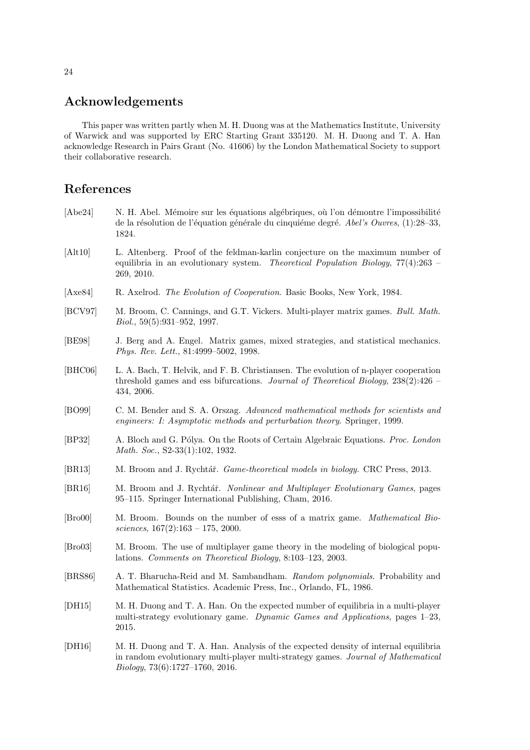## Acknowledgements

This paper was written partly when M. H. Duong was at the Mathematics Institute, University of Warwick and was supported by ERC Starting Grant 335120. M. H. Duong and T. A. Han acknowledge Research in Pairs Grant (No. 41606) by the London Mathematical Society to support their collaborative research.

## References

[Abe24] N. H. Abel. Mémoire sur les équations algébriques, où l'on démontre l'impossibilité de la résolution de l'équation générale du cinquiéme degré. *Abel's Ouvres*, (1):28–33, 1824.

[Alt10] L. Altenberg. Proof of the feldman-karlin conjecture on the maximum number of equilibria in an evolutionary system. *Theoretical Population Biology*, 77(4):263 – 269, 2010.

[Axe84] R. Axelrod. *The Evolution of Cooperation*. Basic Books, New York, 1984.

[BCV97] M. Broom, C. Cannings, and G.T. Vickers. Multi-player matrix games. *Bull. Math. Biol.*, 59(5):931–952, 1997.

[BE98] J. Berg and A. Engel. Matrix games, mixed strategies, and statistical mechanics. *Phys. Rev. Lett.*, 81:4999–5002, 1998.

[BHC06] L. A. Bach, T. Helvik, and F. B. Christiansen. The evolution of n-player cooperation threshold games and ess bifurcations. *Journal of Theoretical Biology*, 238(2):426 – 434, 2006.

[BO99] C. M. Bender and S. A. Orszag. *Advanced mathematical methods for scientists and engineers: I: Asymptotic methods and perturbation theory*. Springer, 1999.

[BP32] A. Bloch and G. Pólya. On the Roots of Certain Algebraic Equations. *Proc. London Math. Soc.*, S2-33(1):102, 1932.

[BR13] M. Broom and J. Rychtář. *Game-theoretical models in biology*. CRC Press, 2013.

[BR16] M. Broom and J. Rychtář. *Nonlinear and Multiplayer Evolutionary Games*, pages 95–115. Springer International Publishing, Cham, 2016.

[Bro00] M. Broom. Bounds on the number of esss of a matrix game. *Mathematical Biosciences*, 167(2):163 – 175, 2000.

[Bro03] M. Broom. The use of multiplayer game theory in the modeling of biological populations. *Comments on Theoretical Biology*, 8:103–123, 2003.

[BRS86] A. T. Bharucha-Reid and M. Sambandham. *Random polynomials*. Probability and Mathematical Statistics. Academic Press, Inc., Orlando, FL, 1986.

[DH15] M. H. Duong and T. A. Han. On the expected number of equilibria in a multi-player multi-strategy evolutionary game. *Dynamic Games and Applications*, pages 1–23, 2015.

[DH16] M. H. Duong and T. A. Han. Analysis of the expected density of internal equilibria in random evolutionary multi-player multi-strategy games. *Journal of Mathematical Biology*, 73(6):1727–1760, 2016.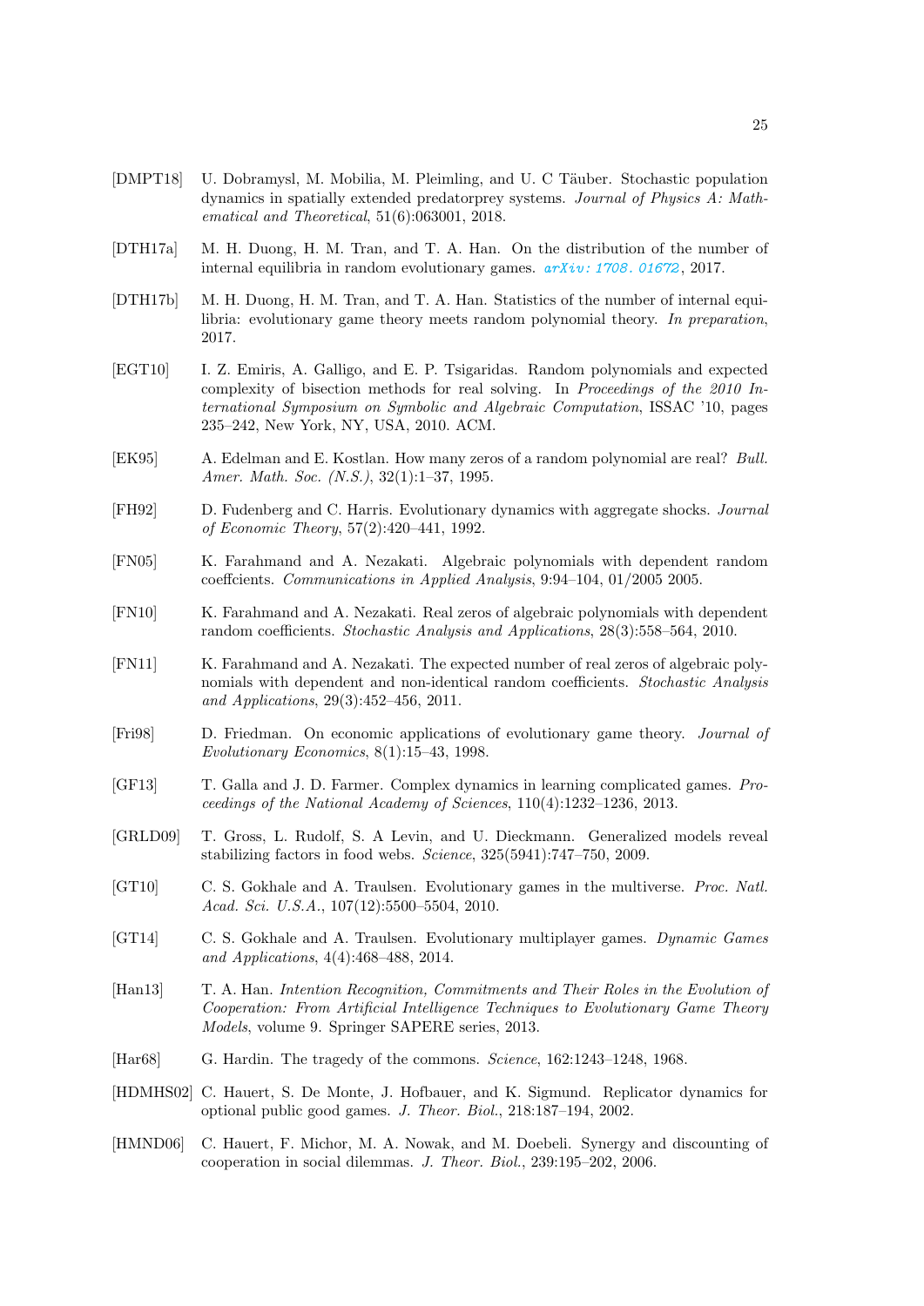[DMPT18] U. Dobramysl, M. Mobilia, M. Pleimling, and U. C Täuber. Stochastic population dynamics in spatially extended predatorprey systems. *Journal of Physics A: Mathematical and Theoretical*, 51(6):063001, 2018.

[DTH17a] M. H. Duong, H. M. Tran, and T. A. Han. On the distribution of the number of internal equilibria in random evolutionary games. *arXiv: 1708. 01672*, 2017.

[DTH17b] M. H. Duong, H. M. Tran, and T. A. Han. Statistics of the number of internal equilibria: evolutionary game theory meets random polynomial theory. *In preparation*, 2017.

[EGT10] I. Z. Emiris, A. Galligo, and E. P. Tsigaridas. Random polynomials and expected complexity of bisection methods for real solving. In *Proceedings of the 2010 International Symposium on Symbolic and Algebraic Computation*, ISSAC '10, pages 235–242, New York, NY, USA, 2010. ACM.

[EK95] A. Edelman and E. Kostlan. How many zeros of a random polynomial are real? *Bull. Amer. Math. Soc. (N.S.)*, 32(1):1–37, 1995.

[FH92] D. Fudenberg and C. Harris. Evolutionary dynamics with aggregate shocks. *Journal of Economic Theory*, 57(2):420–441, 1992.

[FN05] K. Farahmand and A. Nezakati. Algebraic polynomials with dependent random coeffcients. *Communications in Applied Analysis*, 9:94–104, 01/2005 2005.

[FN10] K. Farahmand and A. Nezakati. Real zeros of algebraic polynomials with dependent random coefficients. *Stochastic Analysis and Applications*, 28(3):558–564, 2010.

[FN11] K. Farahmand and A. Nezakati. The expected number of real zeros of algebraic polynomials with dependent and non-identical random coefficients. *Stochastic Analysis and Applications*, 29(3):452–456, 2011.

[Fri98] D. Friedman. On economic applications of evolutionary game theory. *Journal of Evolutionary Economics*, 8(1):15–43, 1998.

[GF13] T. Galla and J. D. Farmer. Complex dynamics in learning complicated games. *Proceedings of the National Academy of Sciences*, 110(4):1232–1236, 2013.

[GRLD09] T. Gross, L. Rudolf, S. A Levin, and U. Dieckmann. Generalized models reveal stabilizing factors in food webs. *Science*, 325(5941):747–750, 2009.

[GT10] C. S. Gokhale and A. Traulsen. Evolutionary games in the multiverse. *Proc. Natl. Acad. Sci. U.S.A.*, 107(12):5500–5504, 2010.

[GT14] C. S. Gokhale and A. Traulsen. Evolutionary multiplayer games. *Dynamic Games and Applications*, 4(4):468–488, 2014.

[Han13] T. A. Han. *Intention Recognition, Commitments and Their Roles in the Evolution of Cooperation: From Artificial Intelligence Techniques to Evolutionary Game Theory Models*, volume 9. Springer SAPERE series, 2013.

[Har68] G. Hardin. The tragedy of the commons. *Science*, 162:1243–1248, 1968.

[HDMHS02] C. Hauert, S. De Monte, J. Hofbauer, and K. Sigmund. Replicator dynamics for optional public good games. *J. Theor. Biol.*, 218:187–194, 2002.

[HMND06] C. Hauert, F. Michor, M. A. Nowak, and M. Doebeli. Synergy and discounting of cooperation in social dilemmas. *J. Theor. Biol.*, 239:195–202, 2006.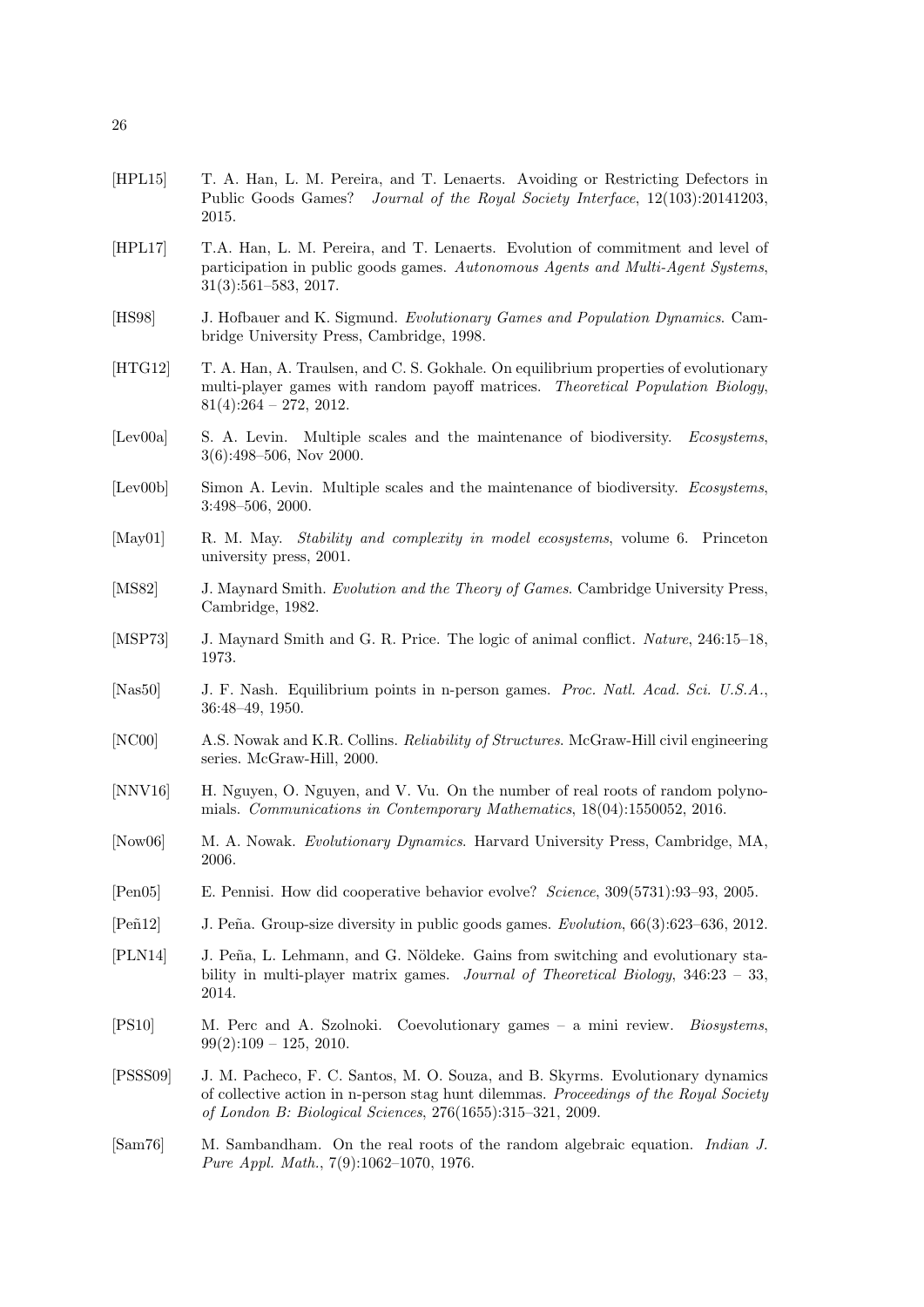[HPL15] T. A. Han, L. M. Pereira, and T. Lenaerts. Avoiding or Restricting Defectors in Public Goods Games? *Journal of the Royal Society Interface*, 12(103):20141203, 2015.

[HPL17] T.A. Han, L. M. Pereira, and T. Lenaerts. Evolution of commitment and level of participation in public goods games. *Autonomous Agents and Multi-Agent Systems*, 31(3):561–583, 2017.

[HS98] J. Hofbauer and K. Sigmund. *Evolutionary Games and Population Dynamics*. Cambridge University Press, Cambridge, 1998.

[HTG12] T. A. Han, A. Traulsen, and C. S. Gokhale. On equilibrium properties of evolutionary multi-player games with random payoff matrices. *Theoretical Population Biology*, 81(4):264 – 272, 2012.

[Lev00a] S. A. Levin. Multiple scales and the maintenance of biodiversity. *Ecosystems*, 3(6):498–506, Nov 2000.

[Lev00b] Simon A. Levin. Multiple scales and the maintenance of biodiversity. *Ecosystems*, 3:498–506, 2000.

[May01] R. M. May. *Stability and complexity in model ecosystems*, volume 6. Princeton university press, 2001.

[MS82] J. Maynard Smith. *Evolution and the Theory of Games*. Cambridge University Press, Cambridge, 1982.

[MSP73] J. Maynard Smith and G. R. Price. The logic of animal conflict. *Nature*, 246:15–18, 1973.

[Nas50] J. F. Nash. Equilibrium points in n-person games. *Proc. Natl. Acad. Sci. U.S.A.*, 36:48–49, 1950.

[NC00] A.S. Nowak and K.R. Collins. *Reliability of Structures*. McGraw-Hill civil engineering series. McGraw-Hill, 2000.

[NNV16] H. Nguyen, O. Nguyen, and V. Vu. On the number of real roots of random polynomials. *Communications in Contemporary Mathematics*, 18(04):1550052, 2016.

[Now06] M. A. Nowak. *Evolutionary Dynamics*. Harvard University Press, Cambridge, MA, 2006.

[Pen05] E. Pennisi. How did cooperative behavior evolve? *Science*, 309(5731):93–93, 2005.

[Peñ12] J. Peña. Group-size diversity in public goods games. *Evolution*, 66(3):623–636, 2012.

[PLN14] J. Peña, L. Lehmann, and G. Nöldeke. Gains from switching and evolutionary stability in multi-player matrix games. *Journal of Theoretical Biology*, 346:23 – 33, 2014.

[PS10] M. Perc and A. Szolnoki. Coevolutionary games – a mini review. *Biosystems*, 99(2):109 – 125, 2010.

[PSSS09] J. M. Pacheco, F. C. Santos, M. O. Souza, and B. Skyrms. Evolutionary dynamics of collective action in n-person stag hunt dilemmas. *Proceedings of the Royal Society of London B: Biological Sciences*, 276(1655):315–321, 2009.

[Sam76] M. Sambandham. On the real roots of the random algebraic equation. *Indian J. Pure Appl. Math.*, 7(9):1062–1070, 1976.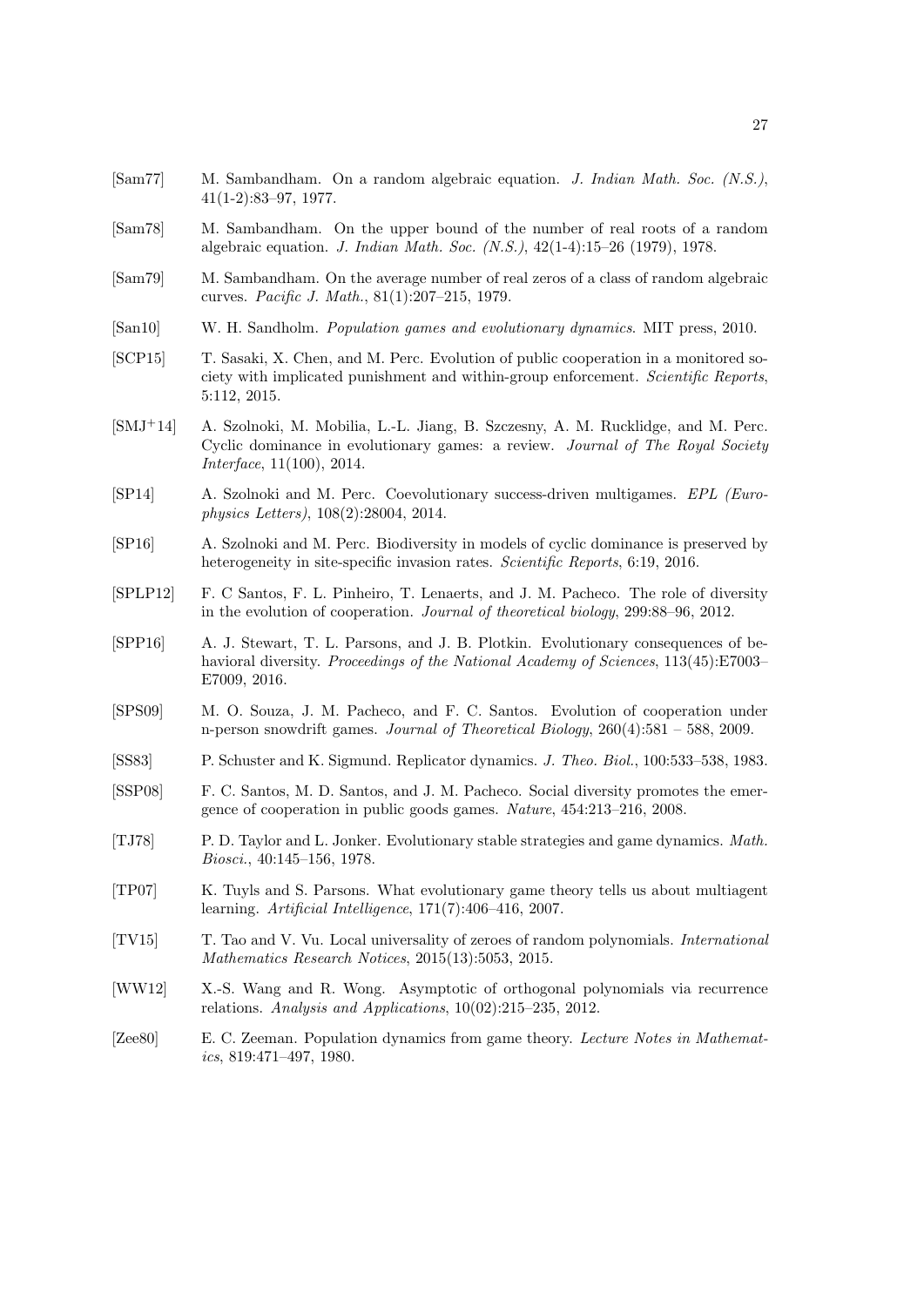[Sam77] M. Sambandham. On a random algebraic equation. *J. Indian Math. Soc. (N.S.)*, 41(1-2):83–97, 1977.

[Sam78] M. Sambandham. On the upper bound of the number of real roots of a random algebraic equation. *J. Indian Math. Soc. (N.S.)*, 42(1-4):15–26 (1979), 1978.

[Sam79] M. Sambandham. On the average number of real zeros of a class of random algebraic curves. *Pacific J. Math.*, 81(1):207–215, 1979.

[San10] W. H. Sandholm. *Population games and evolutionary dynamics*. MIT press, 2010.

[SCP15] T. Sasaki, X. Chen, and M. Perc. Evolution of public cooperation in a monitored society with implicated punishment and within-group enforcement. *Scientific Reports*, 5:112, 2015.

[SMJ+14] A. Szolnoki, M. Mobilia, L.-L. Jiang, B. Szczesny, A. M. Rucklidge, and M. Perc. Cyclic dominance in evolutionary games: a review. *Journal of The Royal Society Interface*, 11(100), 2014.

[SP14] A. Szolnoki and M. Perc. Coevolutionary success-driven multigames. *EPL (Europhysics Letters)*, 108(2):28004, 2014.

[SP16] A. Szolnoki and M. Perc. Biodiversity in models of cyclic dominance is preserved by heterogeneity in site-specific invasion rates. *Scientific Reports*, 6:19, 2016.

[SPLP12] F. C Santos, F. L. Pinheiro, T. Lenaerts, and J. M. Pacheco. The role of diversity in the evolution of cooperation. *Journal of theoretical biology*, 299:88–96, 2012.

[SPP16] A. J. Stewart, T. L. Parsons, and J. B. Plotkin. Evolutionary consequences of behavioral diversity. *Proceedings of the National Academy of Sciences*, 113(45):E7003–E7009, 2016.

[SPS09] M. O. Souza, J. M. Pacheco, and F. C. Santos. Evolution of cooperation under n-person snowdrift games. *Journal of Theoretical Biology*, 260(4):581 – 588, 2009.

[SS83] P. Schuster and K. Sigmund. Replicator dynamics. *J. Theo. Biol.*, 100:533–538, 1983.

[SSP08] F. C. Santos, M. D. Santos, and J. M. Pacheco. Social diversity promotes the emergence of cooperation in public goods games. *Nature*, 454:213–216, 2008.

[TJ78] P. D. Taylor and L. Jonker. Evolutionary stable strategies and game dynamics. *Math. Biosci.*, 40:145–156, 1978.

[TP07] K. Tuyls and S. Parsons. What evolutionary game theory tells us about multiagent learning. *Artificial Intelligence*, 171(7):406–416, 2007.

[TV15] T. Tao and V. Vu. Local universality of zeroes of random polynomials. *International Mathematics Research Notices*, 2015(13):5053, 2015.

[WW12] X.-S. Wang and R. Wong. Asymptotic of orthogonal polynomials via recurrence relations. *Analysis and Applications*, 10(02):215–235, 2012.

[Zee80] E. C. Zeeman. Population dynamics from game theory. *Lecture Notes in Mathematics*, 819:471–497, 1980.